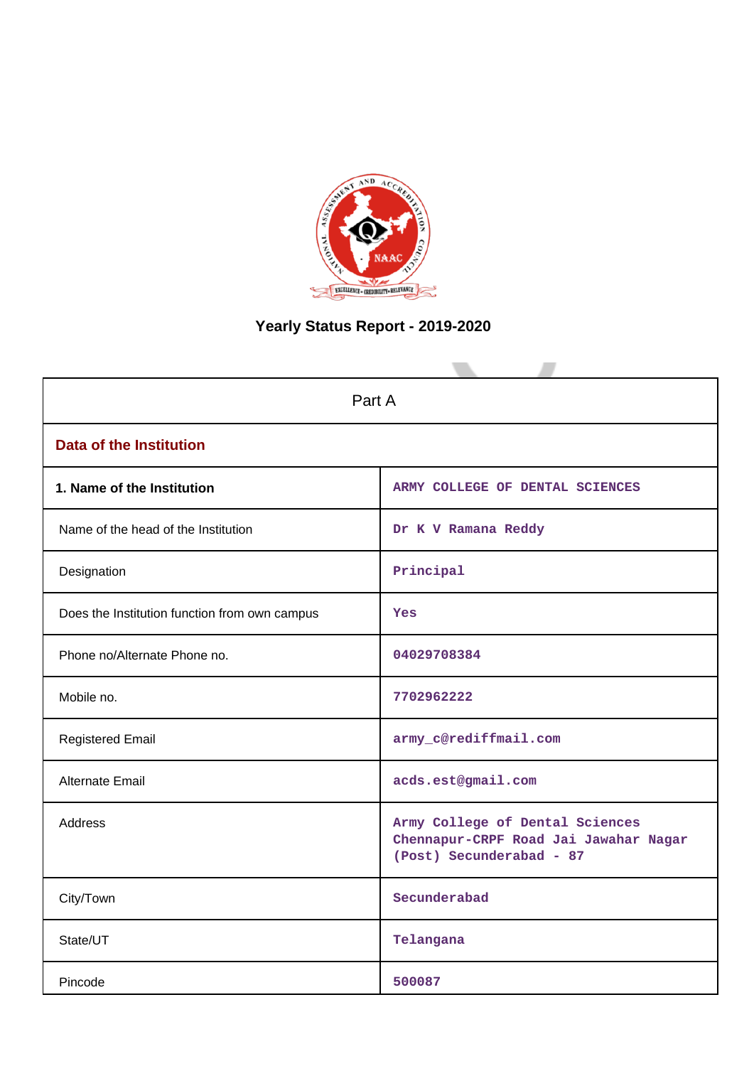# Yearly Status Report - 2019-2020

| Part A | |
|---|---|
| **Data of the Institution** | |
| **1. Name of the Institution** | ARMY COLLEGE OF DENTAL SCIENCES |
| Name of the head of the Institution | Dr K V Ramana Reddy |
| Designation | Principal |
| Does the Institution function from own campus | Yes |
| Phone no/Alternate Phone no. | 04029708384 |
| Mobile no. | 7702962222 |
| Registered Email | army_c@rediffmail.com |
| Alternate Email | acds.est@gmail.com |
| Address | Army College of Dental Sciences Chennapur-CRPF Road Jai Jawahar Nagar (Post) Secunderabad - 87 |
| City/Town | Secunderabad |
| State/UT | Telangana |
| Pincode | 500087 |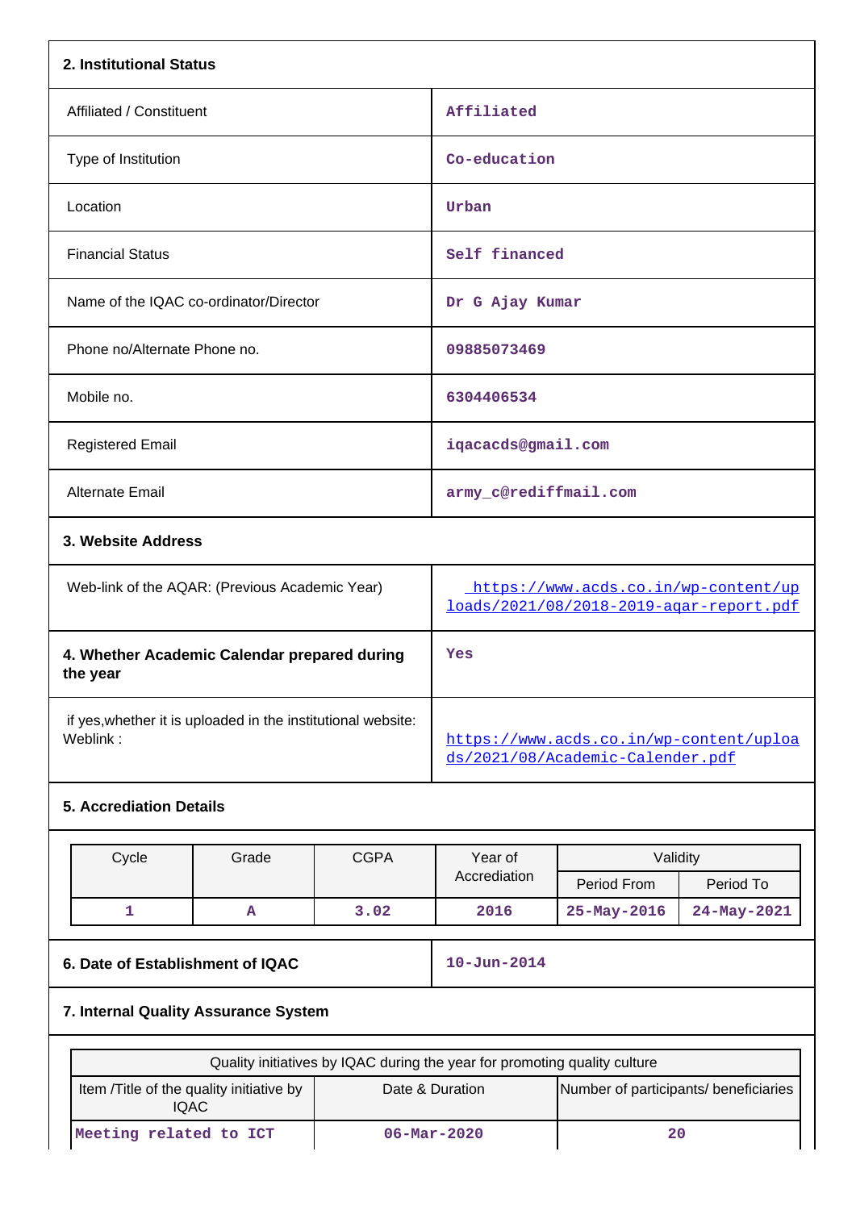## 2. Institutional Status

| | |
|---|---|
| Affiliated / Constituent | Affiliated |
| Type of Institution | Co-education |
| Location | Urban |
| Financial Status | Self financed |
| Name of the IQAC co-ordinator/Director | Dr G Ajay Kumar |
| Phone no/Alternate Phone no. | 09885073469 |
| Mobile no. | 6304406534 |
| Registered Email | iqacacds@gmail.com |
| Alternate Email | army_c@rediffmail.com |

## 3. Website Address

| | |
|---|---|
| Web-link of the AQAR: (Previous Academic Year) | https://www.acds.co.in/wp-content/uploads/2021/08/2018-2019-aqar-report.pdf |
| **4. Whether Academic Calendar prepared during the year** | Yes |
| if yes,whether it is uploaded in the institutional website: Weblink : | https://www.acds.co.in/wp-content/uploads/2021/08/Academic-Calender.pdf |

## 5. Accreditation Details

| Cycle | Grade | CGPA | Year of Accreditation | Validity | |
|---|---|---|---|---|---|
| | | | | Period From | Period To |
| 1 | A | 3.02 | 2016 | 25-May-2016 | 24-May-2021 |

| | |
|---|---|
| **6. Date of Establishment of IQAC** | 10-Jun-2014 |

## 7. Internal Quality Assurance System

| Quality initiatives by IQAC during the year for promoting quality culture | | |
|---|---|---|
| Item /Title of the quality initiative by IQAC | Date & Duration | Number of participants/ beneficiaries |
| Meeting related to ICT | 06-Mar-2020 | 20 |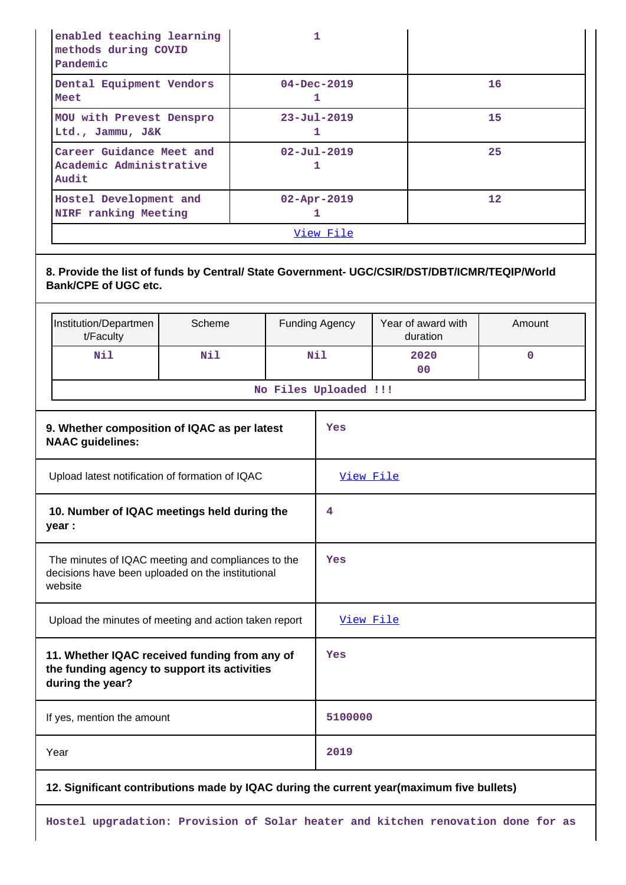| | | |
|---|---|---|
| enabled teaching learning methods during COVID Pandemic | 1 | |
| Dental Equipment Vendors Meet | 04-Dec-2019 1 | 16 |
| MOU with Prevest Denspro Ltd., Jammu, J&K | 23-Jul-2019 1 | 15 |
| Career Guidance Meet and Academic Administrative Audit | 02-Jul-2019 1 | 25 |
| Hostel Development and NIRF ranking Meeting | 02-Apr-2019 1 | 12 |
| View File | | |

**8. Provide the list of funds by Central/ State Government- UGC/CSIR/DST/DBT/ICMR/TEQIP/World Bank/CPE of UGC etc.**

| Institution/Department/Faculty | Scheme | Funding Agency | Year of award with duration | Amount |
|---|---|---|---|---|
| Nil | Nil | Nil | 2020 00 | 0 |
| No Files Uploaded !!! | | | | |

| | |
|---|---|
| **9. Whether composition of IQAC as per latest NAAC guidelines:** | Yes |
| Upload latest notification of formation of IQAC | View File |
| **10. Number of IQAC meetings held during the year :** | 4 |
| The minutes of IQAC meeting and compliances to the decisions have been uploaded on the institutional website | Yes |
| Upload the minutes of meeting and action taken report | View File |
| **11. Whether IQAC received funding from any of the funding agency to support its activities during the year?** | Yes |
| If yes, mention the amount | 5100000 |
| Year | 2019 |

**12. Significant contributions made by IQAC during the current year(maximum five bullets)**

Hostel upgradation: Provision of Solar heater and kitchen renovation done for as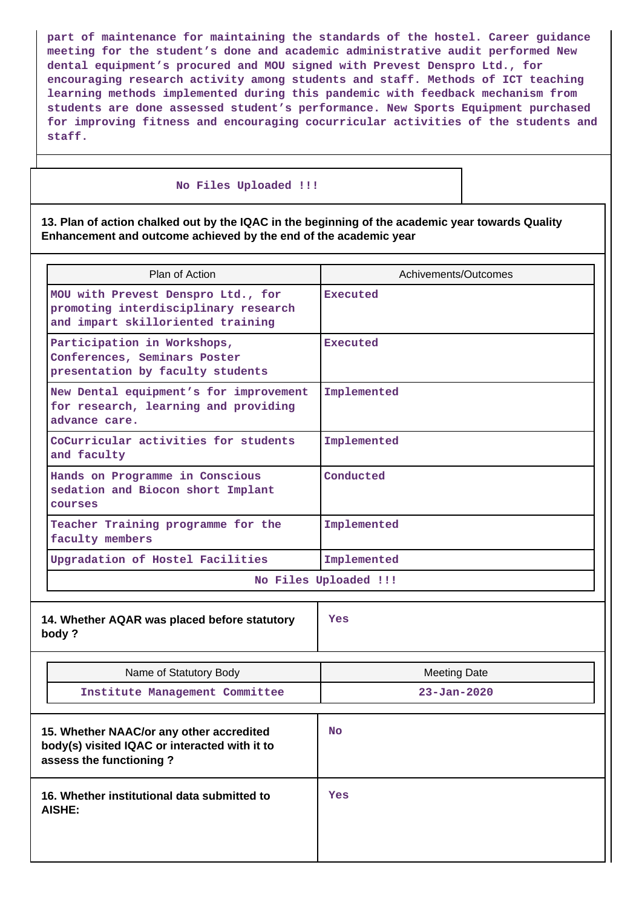part of maintenance for maintaining the standards of the hostel. Career guidance meeting for the student's done and academic administrative audit performed New dental equipment's procured and MOU signed with Prevest Denspro Ltd., for encouraging research activity among students and staff. Methods of ICT teaching learning methods implemented during this pandemic with feedback mechanism from students are done assessed student's performance. New Sports Equipment purchased for improving fitness and encouraging cocurricular activities of the students and staff.

No Files Uploaded !!!

**13. Plan of action chalked out by the IQAC in the beginning of the academic year towards Quality Enhancement and outcome achieved by the end of the academic year**

| Plan of Action | Achivements/Outcomes |
|---|---|
| MOU with Prevest Denspro Ltd., for promoting interdisciplinary research and impart skilloriented training | Executed |
| Participation in Workshops, Conferences, Seminars Poster presentation by faculty students | Executed |
| New Dental equipment's for improvement for research, learning and providing advance care. | Implemented |
| CoCurricular activities for students and faculty | Implemented |
| Hands on Programme in Conscious sedation and Biocon short Implant courses | Conducted |
| Teacher Training programme for the faculty members | Implemented |
| Upgradation of Hostel Facilities | Implemented |

No Files Uploaded !!!

| 14. Whether AQAR was placed before statutory body ? | Yes |
|---|---|

| Name of Statutory Body | Meeting Date |
|---|---|
| Institute Management Committee | 23-Jan-2020 |

| 15. Whether NAAC/or any other accredited body(s) visited IQAC or interacted with it to assess the functioning ? | No |
|---|---|
| 16. Whether institutional data submitted to AISHE: | Yes |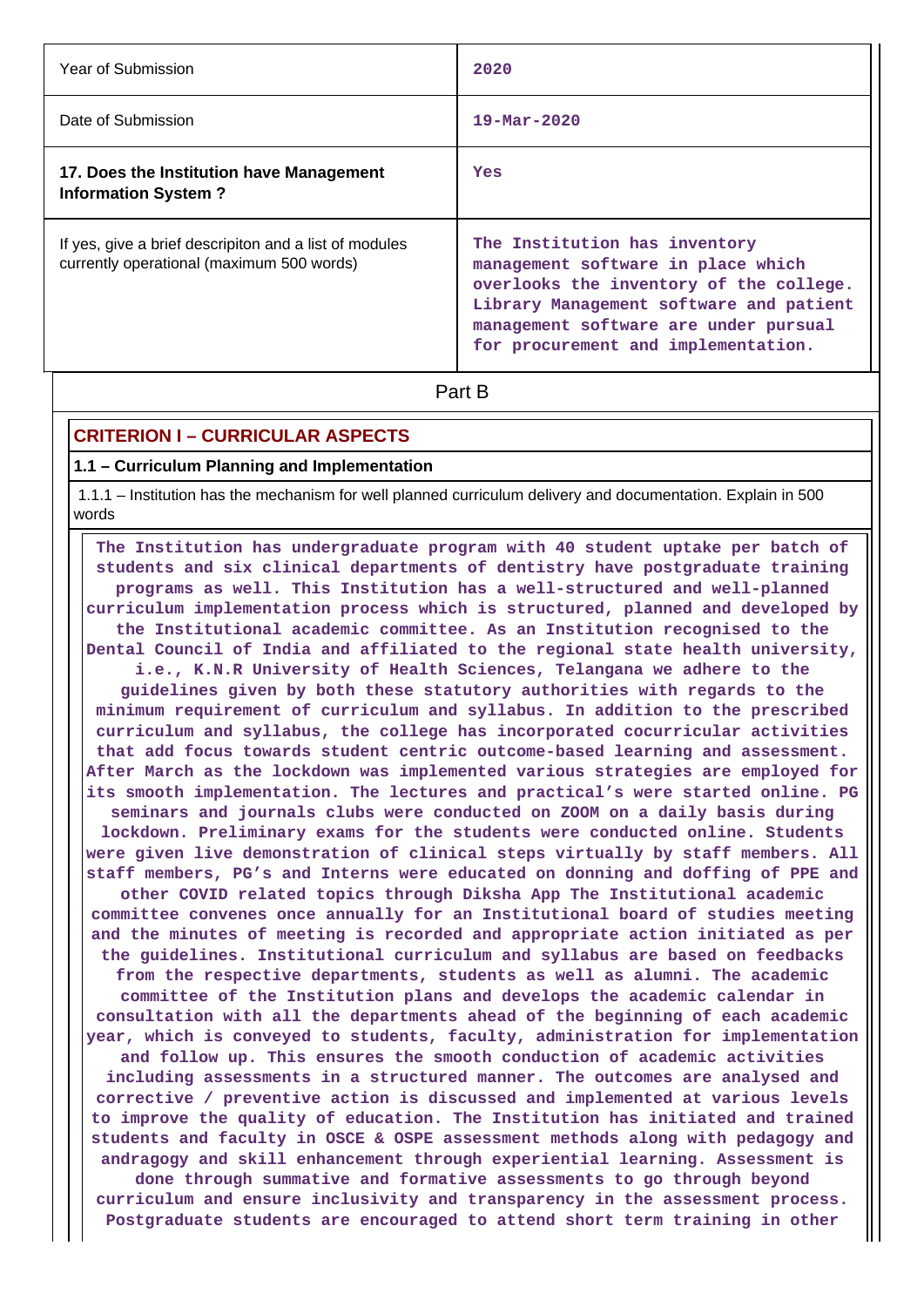| | |
|---|---|
| Year of Submission | 2020 |
| Date of Submission | 19-Mar-2020 |
| **17. Does the Institution have Management Information System ?** | Yes |
| If yes, give a brief descripiton and a list of modules currently operational (maximum 500 words) | The Institution has inventory management software in place which overlooks the inventory of the college. Library Management software and patient management software are under pursual for procurement and implementation. |

## Part B

## CRITERION I – CURRICULAR ASPECTS

### 1.1 – Curriculum Planning and Implementation

1.1.1 – Institution has the mechanism for well planned curriculum delivery and documentation. Explain in 500 words

The Institution has undergraduate program with 40 student uptake per batch of students and six clinical departments of dentistry have postgraduate training programs as well. This Institution has a well-structured and well-planned curriculum implementation process which is structured, planned and developed by the Institutional academic committee. As an Institution recognised to the Dental Council of India and affiliated to the regional state health university, i.e., K.N.R University of Health Sciences, Telangana we adhere to the guidelines given by both these statutory authorities with regards to the minimum requirement of curriculum and syllabus. In addition to the prescribed curriculum and syllabus, the college has incorporated cocurricular activities that add focus towards student centric outcome-based learning and assessment. After March as the lockdown was implemented various strategies are employed for its smooth implementation. The lectures and practical's were started online. PG seminars and journals clubs were conducted on ZOOM on a daily basis during lockdown. Preliminary exams for the students were conducted online. Students were given live demonstration of clinical steps virtually by staff members. All staff members, PG's and Interns were educated on donning and doffing of PPE and other COVID related topics through Diksha App The Institutional academic committee convenes once annually for an Institutional board of studies meeting and the minutes of meeting is recorded and appropriate action initiated as per the guidelines. Institutional curriculum and syllabus are based on feedbacks from the respective departments, students as well as alumni. The academic committee of the Institution plans and develops the academic calendar in consultation with all the departments ahead of the beginning of each academic year, which is conveyed to students, faculty, administration for implementation and follow up. This ensures the smooth conduction of academic activities including assessments in a structured manner. The outcomes are analysed and corrective / preventive action is discussed and implemented at various levels to improve the quality of education. The Institution has initiated and trained students and faculty in OSCE & OSPE assessment methods along with pedagogy and andragogy and skill enhancement through experiential learning. Assessment is done through summative and formative assessments to go through beyond curriculum and ensure inclusivity and transparency in the assessment process. Postgraduate students are encouraged to attend short term training in other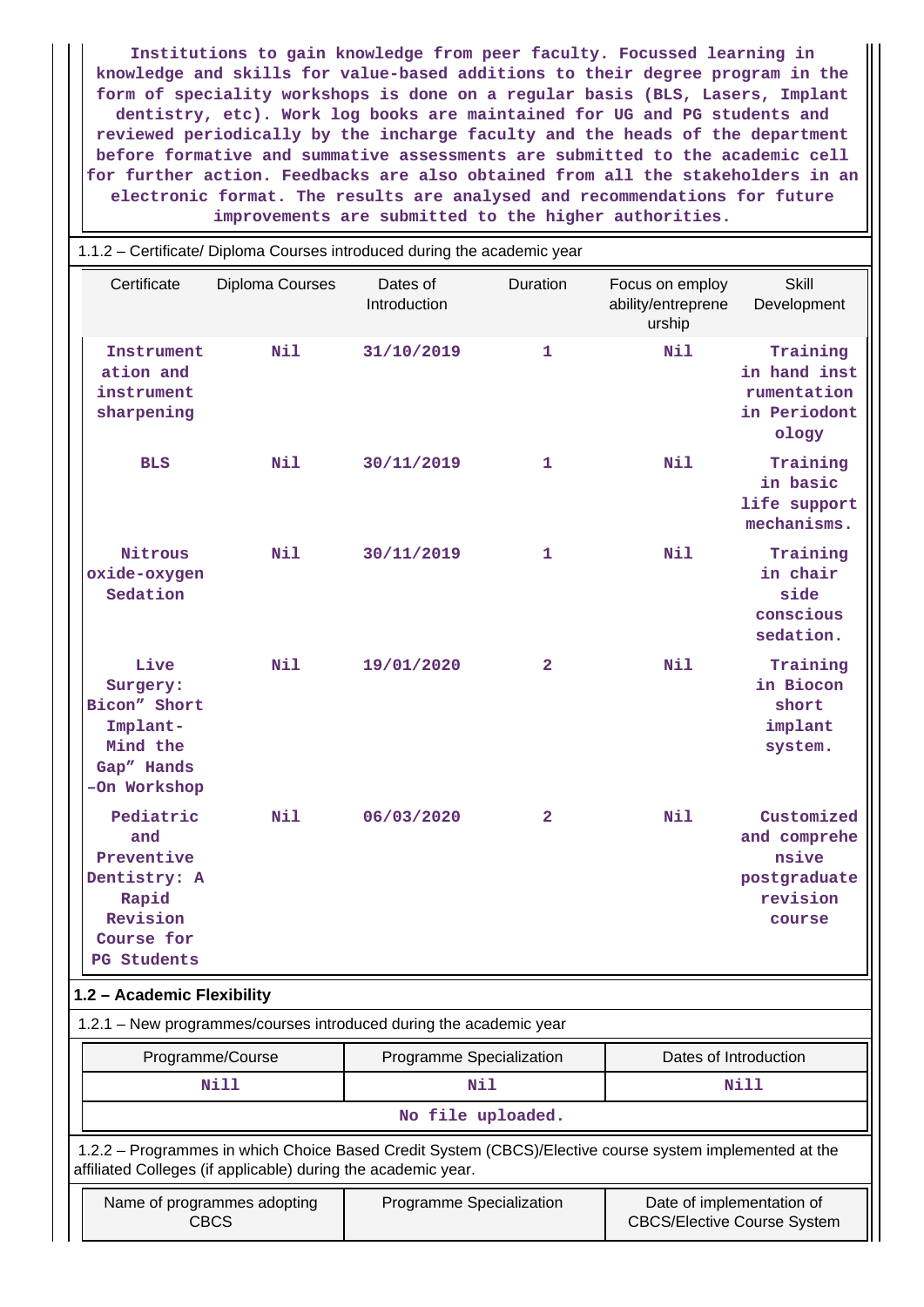Institutions to gain knowledge from peer faculty. Focussed learning in knowledge and skills for value-based additions to their degree program in the form of speciality workshops is done on a regular basis (BLS, Lasers, Implant dentistry, etc). Work log books are maintained for UG and PG students and reviewed periodically by the incharge faculty and the heads of the department before formative and summative assessments are submitted to the academic cell for further action. Feedbacks are also obtained from all the stakeholders in an electronic format. The results are analysed and recommendations for future improvements are submitted to the higher authorities.

1.1.2 – Certificate/ Diploma Courses introduced during the academic year

| Certificate | Diploma Courses | Dates of Introduction | Duration | Focus on employ ability/entreprene urship | Skill Development |
|---|---|---|---|---|---|
| Instrumentation and instrument sharpening | Nil | 31/10/2019 | 1 | Nil | Training in hand instrumentation in Periodontology |
| BLS | Nil | 30/11/2019 | 1 | Nil | Training in basic life support mechanisms. |
| Nitrous oxide-oxygen Sedation | Nil | 30/11/2019 | 1 | Nil | Training in chair side conscious sedation. |
| Live Surgery: Bicon" Short Implant- Mind the Gap" Hands –On Workshop | Nil | 19/01/2020 | 2 | Nil | Training in Biocon short implant system. |
| Pediatric and Preventive Dentistry: A Rapid Revision Course for PG Students | Nil | 06/03/2020 | 2 | Nil | Customized and comprehensive postgraduate revision course |

## 1.2 – Academic Flexibility

1.2.1 – New programmes/courses introduced during the academic year

| Programme/Course | Programme Specialization | Dates of Introduction |
|---|---|---|
| Nill | Nil | Nill |
| No file uploaded. | | |

1.2.2 – Programmes in which Choice Based Credit System (CBCS)/Elective course system implemented at the affiliated Colleges (if applicable) during the academic year.

| Name of programmes adopting CBCS | Programme Specialization | Date of implementation of CBCS/Elective Course System |
|---|---|---|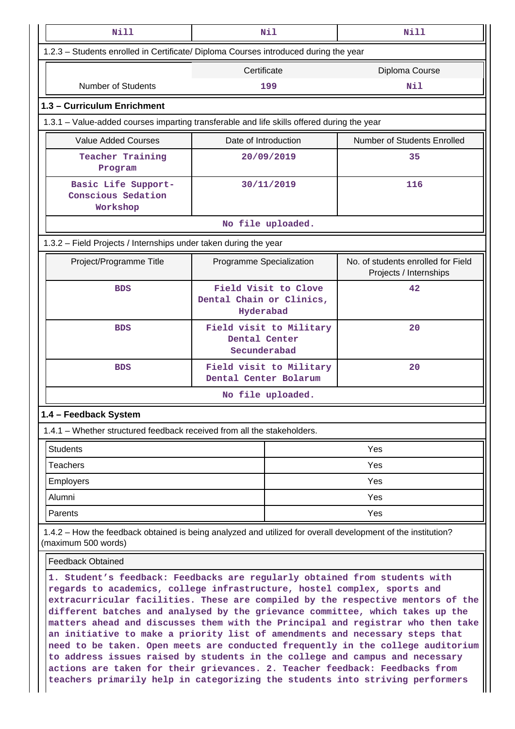| Nill | Nil | Nill |
|---|---|---|

1.2.3 – Students enrolled in Certificate/ Diploma Courses introduced during the year

| | Certificate | Diploma Course |
|---|---|---|
| Number of Students | 199 | Nil |

### 1.3 – Curriculum Enrichment

1.3.1 – Value-added courses imparting transferable and life skills offered during the year

| Value Added Courses | Date of Introduction | Number of Students Enrolled |
|---|---|---|
| Teacher Training Program | 20/09/2019 | 35 |
| Basic Life Support-Conscious Sedation Workshop | 30/11/2019 | 116 |

No file uploaded.

1.3.2 – Field Projects / Internships under taken during the year

| Project/Programme Title | Programme Specialization | No. of students enrolled for Field Projects / Internships |
|---|---|---|
| BDS | Field Visit to Clove Dental Chain or Clinics, Hyderabad | 42 |
| BDS | Field visit to Military Dental Center Secunderabad | 20 |
| BDS | Field visit to Military Dental Center Bolarum | 20 |

No file uploaded.

### 1.4 – Feedback System

1.4.1 – Whether structured feedback received from all the stakeholders.

| | |
|---|---|
| Students | Yes |
| Teachers | Yes |
| Employers | Yes |
| Alumni | Yes |
| Parents | Yes |

1.4.2 – How the feedback obtained is being analyzed and utilized for overall development of the institution? (maximum 500 words)

Feedback Obtained

1. Student's feedback: Feedbacks are regularly obtained from students with regards to academics, college infrastructure, hostel complex, sports and extracurricular facilities. These are compiled by the respective mentors of the different batches and analysed by the grievance committee, which takes up the matters ahead and discusses them with the Principal and registrar who then take an initiative to make a priority list of amendments and necessary steps that need to be taken. Open meets are conducted frequently in the college auditorium to address issues raised by students in the college and campus and necessary actions are taken for their grievances. 2. Teacher feedback: Feedbacks from teachers primarily help in categorizing the students into striving performers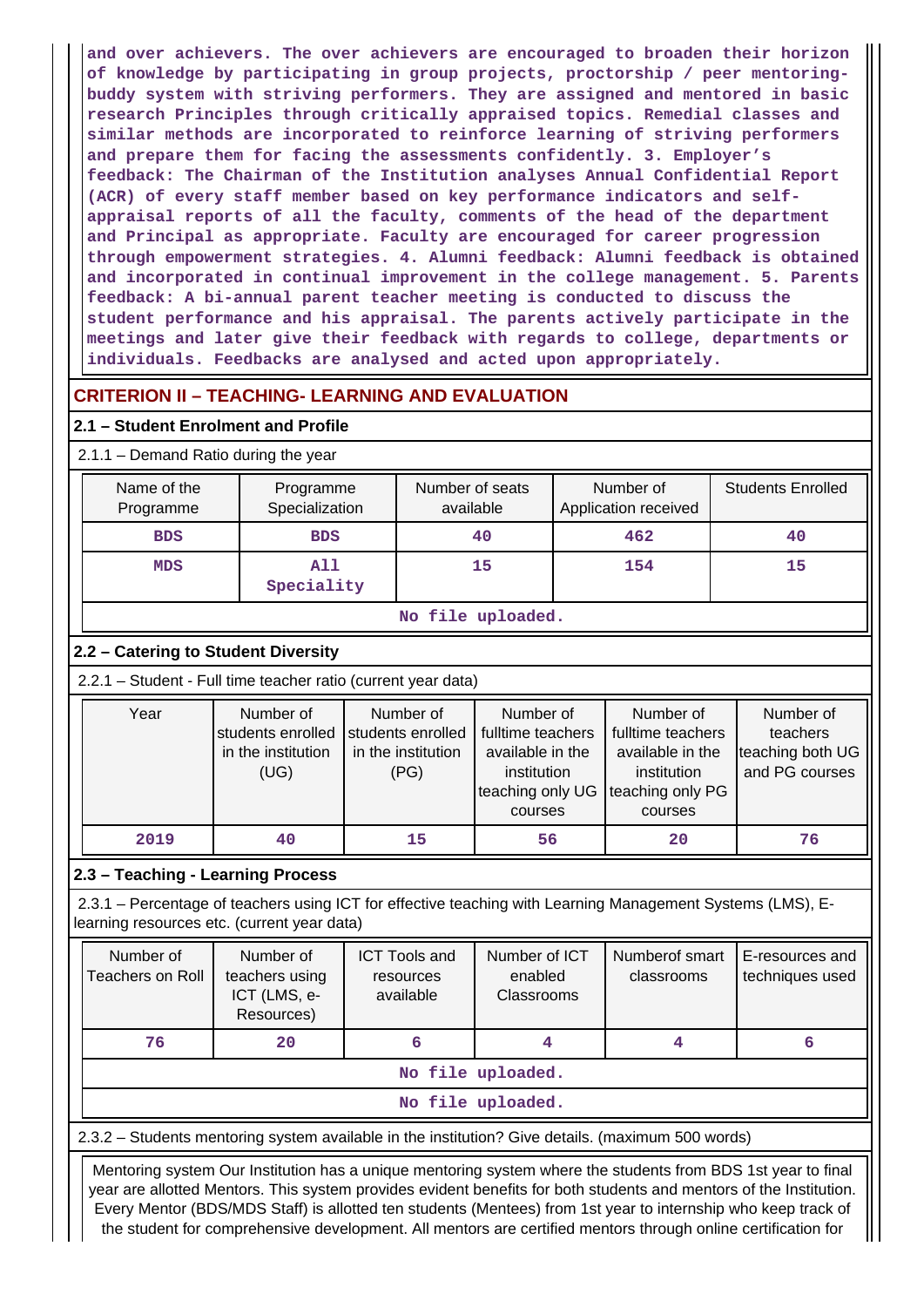and over achievers. The over achievers are encouraged to broaden their horizon of knowledge by participating in group projects, proctorship / peer mentoring-buddy system with striving performers. They are assigned and mentored in basic research Principles through critically appraised topics. Remedial classes and similar methods are incorporated to reinforce learning of striving performers and prepare them for facing the assessments confidently. 3. Employer's feedback: The Chairman of the Institution analyses Annual Confidential Report (ACR) of every staff member based on key performance indicators and self-appraisal reports of all the faculty, comments of the head of the department and Principal as appropriate. Faculty are encouraged for career progression through empowerment strategies. 4. Alumni feedback: Alumni feedback is obtained and incorporated in continual improvement in the college management. 5. Parents feedback: A bi-annual parent teacher meeting is conducted to discuss the student performance and his appraisal. The parents actively participate in the meetings and later give their feedback with regards to college, departments or individuals. Feedbacks are analysed and acted upon appropriately.

## CRITERION II – TEACHING- LEARNING AND EVALUATION

### 2.1 – Student Enrolment and Profile

2.1.1 – Demand Ratio during the year

| Name of the Programme | Programme Specialization | Number of seats available | Number of Application received | Students Enrolled |
|---|---|---|---|---|
| BDS | BDS | 40 | 462 | 40 |
| MDS | All Speciality | 15 | 154 | 15 |

No file uploaded.

### 2.2 – Catering to Student Diversity

2.2.1 – Student - Full time teacher ratio (current year data)

| Year | Number of students enrolled in the institution (UG) | Number of students enrolled in the institution (PG) | Number of fulltime teachers available in the institution teaching only UG courses | Number of fulltime teachers available in the institution teaching only PG courses | Number of teachers teaching both UG and PG courses |
|---|---|---|---|---|---|
| 2019 | 40 | 15 | 56 | 20 | 76 |

### 2.3 – Teaching - Learning Process

2.3.1 – Percentage of teachers using ICT for effective teaching with Learning Management Systems (LMS), E-learning resources etc. (current year data)

| Number of Teachers on Roll | Number of teachers using ICT (LMS, e-Resources) | ICT Tools and resources available | Number of ICT enabled Classrooms | Numberof smart classrooms | E-resources and techniques used |
|---|---|---|---|---|---|
| 76 | 20 | 6 | 4 | 4 | 6 |

No file uploaded.

No file uploaded.

2.3.2 – Students mentoring system available in the institution? Give details. (maximum 500 words)

Mentoring system Our Institution has a unique mentoring system where the students from BDS 1st year to final year are allotted Mentors. This system provides evident benefits for both students and mentors of the Institution. Every Mentor (BDS/MDS Staff) is allotted ten students (Mentees) from 1st year to internship who keep track of the student for comprehensive development. All mentors are certified mentors through online certification for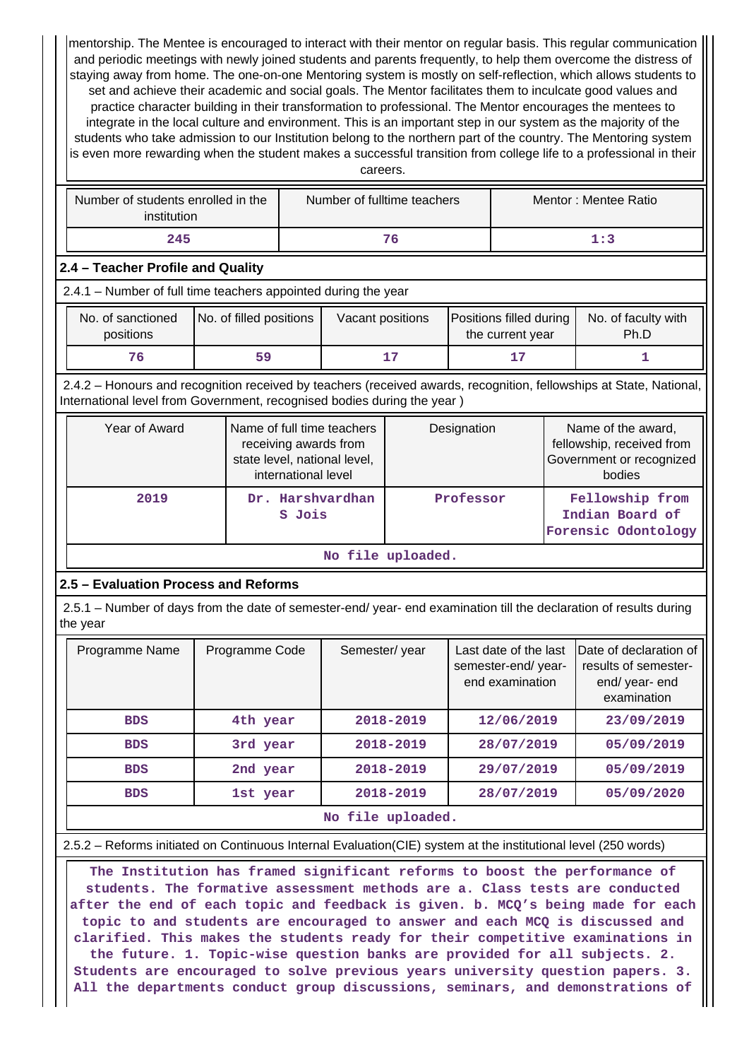mentorship. The Mentee is encouraged to interact with their mentor on regular basis. This regular communication and periodic meetings with newly joined students and parents frequently, to help them overcome the distress of staying away from home. The one-on-one Mentoring system is mostly on self-reflection, which allows students to set and achieve their academic and social goals. The Mentor facilitates them to inculcate good values and practice character building in their transformation to professional. The Mentor encourages the mentees to integrate in the local culture and environment. This is an important step in our system as the majority of the students who take admission to our Institution belong to the northern part of the country. The Mentoring system is even more rewarding when the student makes a successful transition from college life to a professional in their careers.

| Number of students enrolled in the institution | Number of fulltime teachers | Mentor : Mentee Ratio |
|---|---|---|
| 245 | 76 | 1:3 |

## 2.4 – Teacher Profile and Quality

2.4.1 – Number of full time teachers appointed during the year

| No. of sanctioned positions | No. of filled positions | Vacant positions | Positions filled during the current year | No. of faculty with Ph.D |
|---|---|---|---|---|
| 76 | 59 | 17 | 17 | 1 |

2.4.2 – Honours and recognition received by teachers (received awards, recognition, fellowships at State, National, International level from Government, recognised bodies during the year )

| Year of Award | Name of full time teachers receiving awards from state level, national level, international level | Designation | Name of the award, fellowship, received from Government or recognized bodies |
|---|---|---|---|
| 2019 | Dr. Harshvardhan S Jois | Professor | Fellowship from Indian Board of Forensic Odontology |
| No file uploaded. | | | |

## 2.5 – Evaluation Process and Reforms

2.5.1 – Number of days from the date of semester-end/ year- end examination till the declaration of results during the year

| Programme Name | Programme Code | Semester/ year | Last date of the last semester-end/ year- end examination | Date of declaration of results of semester- end/ year- end examination |
|---|---|---|---|---|
| BDS | 4th year | 2018-2019 | 12/06/2019 | 23/09/2019 |
| BDS | 3rd year | 2018-2019 | 28/07/2019 | 05/09/2019 |
| BDS | 2nd year | 2018-2019 | 29/07/2019 | 05/09/2019 |
| BDS | 1st year | 2018-2019 | 28/07/2019 | 05/09/2020 |
| No file uploaded. | | | | |

2.5.2 – Reforms initiated on Continuous Internal Evaluation(CIE) system at the institutional level (250 words)

The Institution has framed significant reforms to boost the performance of students. The formative assessment methods are a. Class tests are conducted after the end of each topic and feedback is given. b. MCQ's being made for each topic to and students are encouraged to answer and each MCQ is discussed and clarified. This makes the students ready for their competitive examinations in the future. 1. Topic-wise question banks are provided for all subjects. 2. Students are encouraged to solve previous years university question papers. 3. All the departments conduct group discussions, seminars, and demonstrations of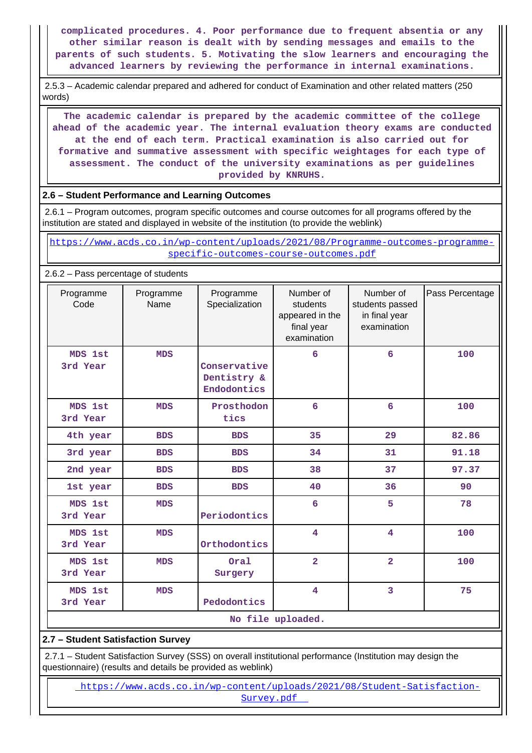complicated procedures. 4. Poor performance due to frequent absentia or any other similar reason is dealt with by sending messages and emails to the parents of such students. 5. Motivating the slow learners and encouraging the advanced learners by reviewing the performance in internal examinations.

2.5.3 – Academic calendar prepared and adhered for conduct of Examination and other related matters (250 words)

The academic calendar is prepared by the academic committee of the college ahead of the academic year. The internal evaluation theory exams are conducted at the end of each term. Practical examination is also carried out for formative and summative assessment with specific weightages for each type of assessment. The conduct of the university examinations as per guidelines provided by KNRUHS.

## 2.6 – Student Performance and Learning Outcomes

2.6.1 – Program outcomes, program specific outcomes and course outcomes for all programs offered by the institution are stated and displayed in website of the institution (to provide the weblink)

https://www.acds.co.in/wp-content/uploads/2021/08/Programme-outcomes-programme-specific-outcomes-course-outcomes.pdf

2.6.2 – Pass percentage of students

| Programme Code | Programme Name | Programme Specialization | Number of students appeared in the final year examination | Number of students passed in final year examination | Pass Percentage |
|---|---|---|---|---|---|
| MDS 1st 3rd Year | MDS | Conservative Dentistry & Endodontics | 6 | 6 | 100 |
| MDS 1st 3rd Year | MDS | Prosthodontics | 6 | 6 | 100 |
| 4th year | BDS | BDS | 35 | 29 | 82.86 |
| 3rd year | BDS | BDS | 34 | 31 | 91.18 |
| 2nd year | BDS | BDS | 38 | 37 | 97.37 |
| 1st year | BDS | BDS | 40 | 36 | 90 |
| MDS 1st 3rd Year | MDS | Periodontics | 6 | 5 | 78 |
| MDS 1st 3rd Year | MDS | Orthodontics | 4 | 4 | 100 |
| MDS 1st 3rd Year | MDS | Oral Surgery | 2 | 2 | 100 |
| MDS 1st 3rd Year | MDS | Pedodontics | 4 | 3 | 75 |

No file uploaded.

## 2.7 – Student Satisfaction Survey

2.7.1 – Student Satisfaction Survey (SSS) on overall institutional performance (Institution may design the questionnaire) (results and details be provided as weblink)

https://www.acds.co.in/wp-content/uploads/2021/08/Student-Satisfaction-Survey.pdf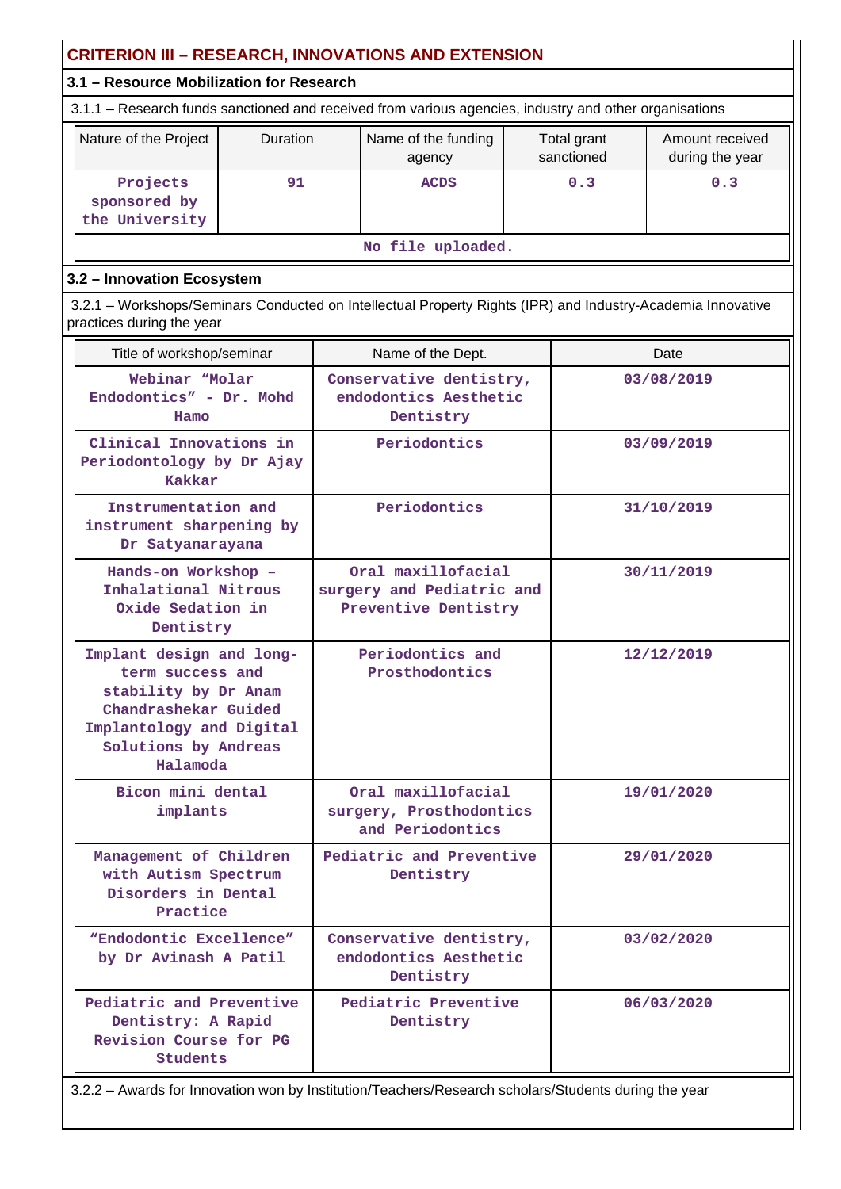## CRITERION III – RESEARCH, INNOVATIONS AND EXTENSION

### 3.1 – Resource Mobilization for Research

3.1.1 – Research funds sanctioned and received from various agencies, industry and other organisations

| Nature of the Project | Duration | Name of the funding agency | Total grant sanctioned | Amount received during the year |
|---|---|---|---|---|
| Projects sponsored by the University | 91 | ACDS | 0.3 | 0.3 |
| No file uploaded. | | | | |

### 3.2 – Innovation Ecosystem

3.2.1 – Workshops/Seminars Conducted on Intellectual Property Rights (IPR) and Industry-Academia Innovative practices during the year

| Title of workshop/seminar | Name of the Dept. | Date |
|---|---|---|
| Webinar "Molar Endodontics" - Dr. Mohd Hamo | Conservative dentistry, endodontics Aesthetic Dentistry | 03/08/2019 |
| Clinical Innovations in Periodontology by Dr Ajay Kakkar | Periodontics | 03/09/2019 |
| Instrumentation and instrument sharpening by Dr Satyanarayana | Periodontics | 31/10/2019 |
| Hands-on Workshop – Inhalational Nitrous Oxide Sedation in Dentistry | Oral maxillofacial surgery and Pediatric and Preventive Dentistry | 30/11/2019 |
| Implant design and long-term success and stability by Dr Anam Chandrashekar Guided Implantology and Digital Solutions by Andreas Halamoda | Periodontics and Prosthodontics | 12/12/2019 |
| Bicon mini dental implants | Oral maxillofacial surgery, Prosthodontics and Periodontics | 19/01/2020 |
| Management of Children with Autism Spectrum Disorders in Dental Practice | Pediatric and Preventive Dentistry | 29/01/2020 |
| "Endodontic Excellence" by Dr Avinash A Patil | Conservative dentistry, endodontics Aesthetic Dentistry | 03/02/2020 |
| Pediatric and Preventive Dentistry: A Rapid Revision Course for PG Students | Pediatric Preventive Dentistry | 06/03/2020 |

3.2.2 – Awards for Innovation won by Institution/Teachers/Research scholars/Students during the year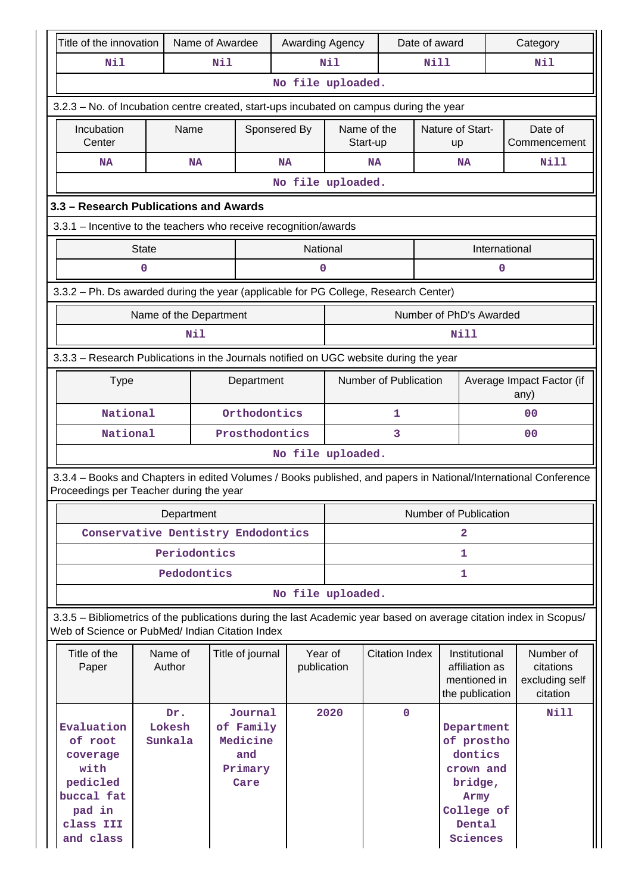| Title of the innovation | Name of Awardee | Awarding Agency | Date of award | Category |
|---|---|---|---|---|
| Nil | Nil | Nil | Nill | Nil |
| No file uploaded. | | | | |

3.2.3 – No. of Incubation centre created, start-ups incubated on campus during the year

| Incubation Center | Name | Sponsered By | Name of the Start-up | Nature of Start-up | Date of Commencement |
|---|---|---|---|---|---|
| NA | NA | NA | NA | NA | Nill |
| No file uploaded. | | | | | |

### 3.3 – Research Publications and Awards

3.3.1 – Incentive to the teachers who receive recognition/awards

| State | National | International |
|---|---|---|
| 0 | 0 | 0 |

3.3.2 – Ph. Ds awarded during the year (applicable for PG College, Research Center)

| Name of the Department | Number of PhD's Awarded |
|---|---|
| Nil | Nill |

3.3.3 – Research Publications in the Journals notified on UGC website during the year

| Type | Department | Number of Publication | Average Impact Factor (if any) |
|---|---|---|---|
| National | Orthodontics | 1 | 00 |
| National | Prosthodontics | 3 | 00 |
| No file uploaded. | | | |

3.3.4 – Books and Chapters in edited Volumes / Books published, and papers in National/International Conference Proceedings per Teacher during the year

| Department | Number of Publication |
|---|---|
| Conservative Dentistry Endodontics | 2 |
| Periodontics | 1 |
| Pedodontics | 1 |
| No file uploaded. | |

3.3.5 – Bibliometrics of the publications during the last Academic year based on average citation index in Scopus/ Web of Science or PubMed/ Indian Citation Index

| Title of the Paper | Name of Author | Title of journal | Year of publication | Citation Index | Institutional affiliation as mentioned in the publication | Number of citations excluding self citation |
|---|---|---|---|---|---|---|
| Evaluation of root coverage with pedicled buccal fat pad in class III and class | Dr. Lokesh Sunkala | Journal of Family Medicine and Primary Care | 2020 | 0 | Department of prosthodontics crown and bridge, Army College of Dental Sciences | Nill |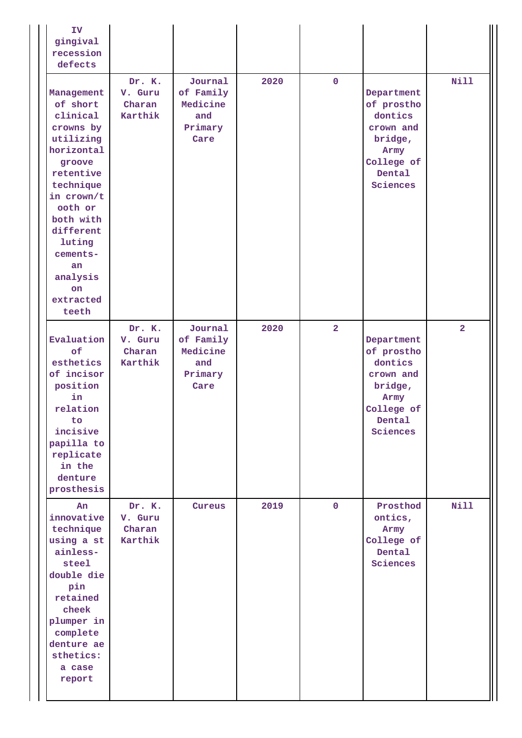| | | | | | | |
|---|---|---|---|---|---|---|
| IV gingival recession defects | | | | | | |
| Management of short clinical crowns by utilizing horizontal groove retentive technique in crown/tooth or both with different luting cements- an analysis on extracted teeth | Dr. K. V. Guru Charan Karthik | Journal of Family Medicine and Primary Care | 2020 | 0 | Department of prosthodontics crown and bridge, Army College of Dental Sciences | Nill |
| Evaluation of esthetics of incisor position in relation to incisive papilla to replicate in the denture prosthesis | Dr. K. V. Guru Charan Karthik | Journal of Family Medicine and Primary Care | 2020 | 2 | Department of prosthodontics crown and bridge, Army College of Dental Sciences | 2 |
| An innovative technique using a stainless-steel double die pin retained cheek plumper in complete denture aesthetics: a case report | Dr. K. V. Guru Charan Karthik | Cureus | 2019 | 0 | Prosthodontics, Army College of Dental Sciences | Nill |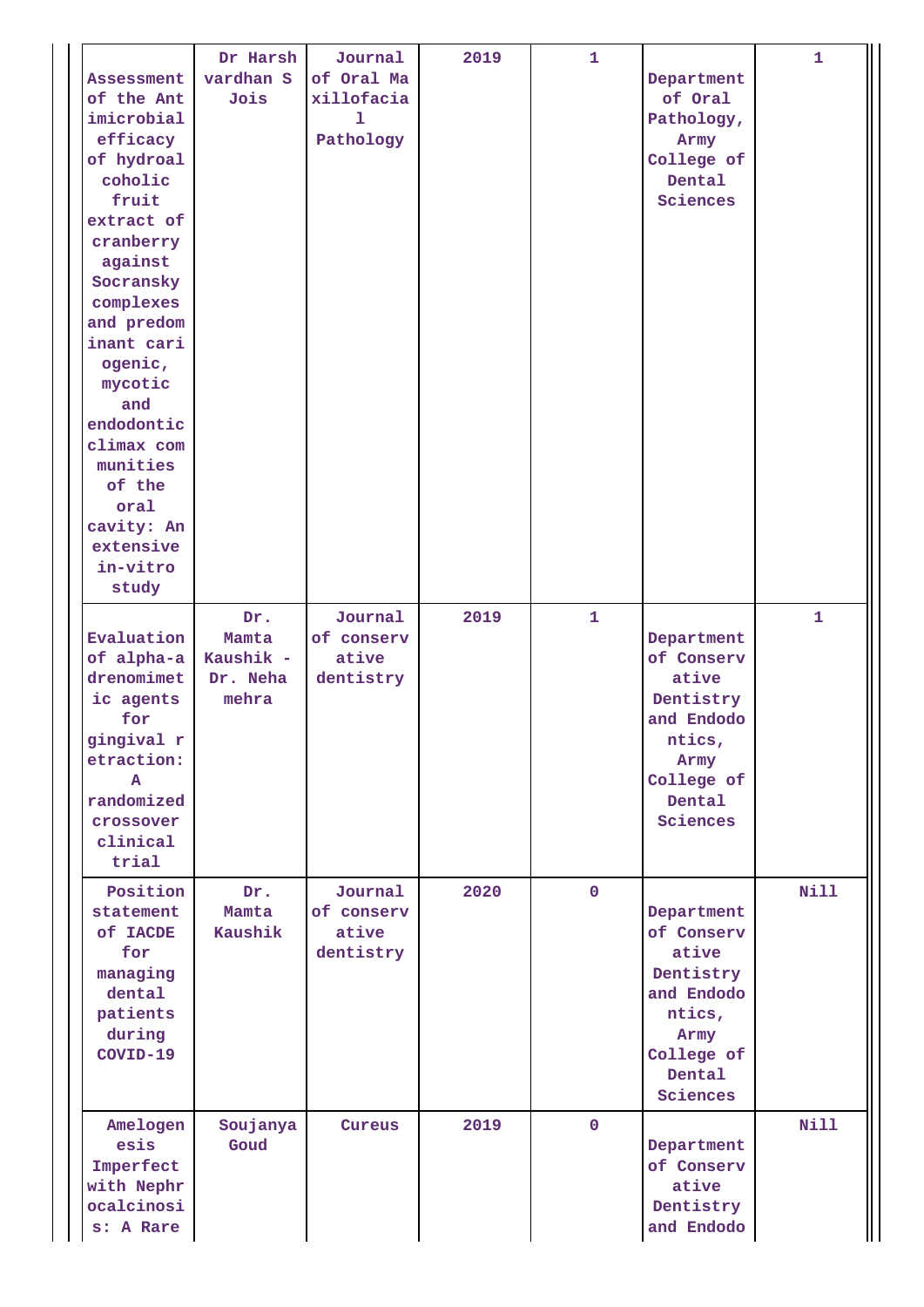| | | | | | | |
|---|---|---|---|---|---|---|
| Assessment of the Antimicrobial efficacy of hydroalcoholic fruit extract of cranberry against Socransky complexes and predominant cariogenic, mycotic and endodontic climax communities of the oral cavity: An extensive in-vitro study | Dr Harshvardhan S Jois | Journal of Oral Maxillofacial Pathology | 2019 | 1 | Department of Oral Pathology, Army College of Dental Sciences | 1 |
| Evaluation of alpha-adrenomimetic agents for gingival retraction: A randomized crossover clinical trial | Dr. Mamta Kaushik - Dr. Neha mehra | Journal of conservative dentistry | 2019 | 1 | Department of Conservative Dentistry and Endodontics, Army College of Dental Sciences | 1 |
| Position statement of IACDE for managing dental patients during COVID-19 | Dr. Mamta Kaushik | Journal of conservative dentistry | 2020 | 0 | Department of Conservative Dentistry and Endodontics, Army College of Dental Sciences | Nill |
| Amelogenesis Imperfect with Nephrocalcinosis: A Rare | Soujanya Goud | Cureus | 2019 | 0 | Department of Conservative Dentistry and Endodo | Nill |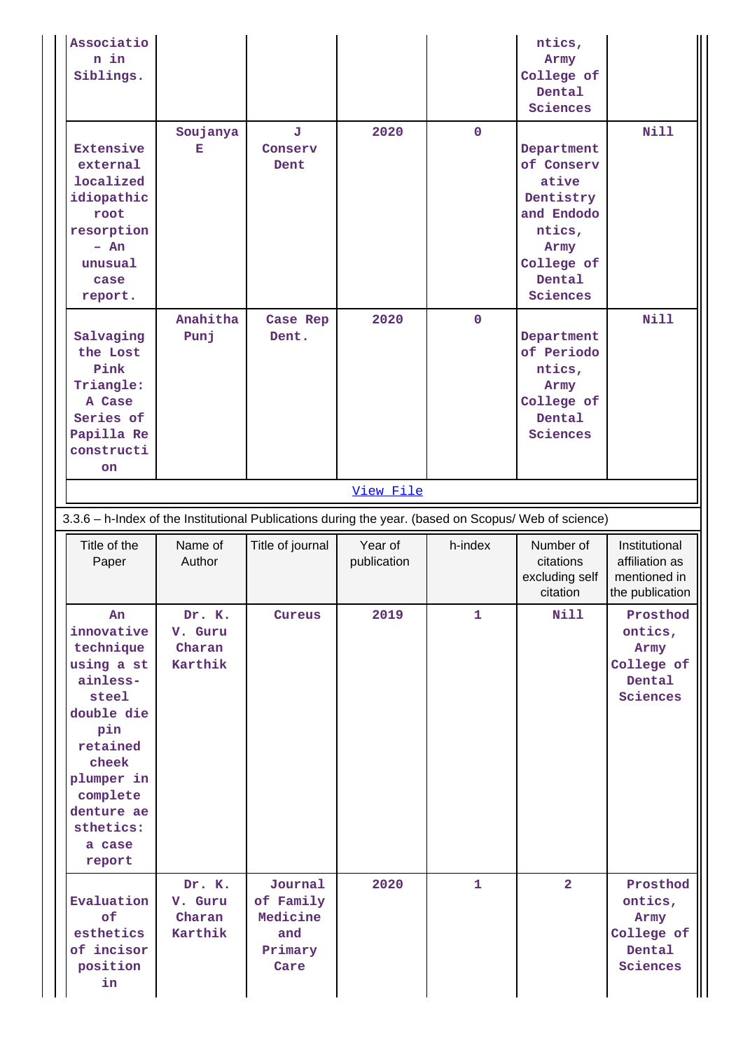| | | | | | | |
|---|---|---|---|---|---|---|
| Association in Siblings. | | | | | ntics, Army College of Dental Sciences | |
| Extensive external localized idiopathic root resorption – An unusual case report. | Soujanya E | J Conserv Dent | 2020 | 0 | Department of Conservative Dentistry and Endodontics, Army College of Dental Sciences | Nill |
| Salvaging the Lost Pink Triangle: A Case Series of Papilla Reconstruction | Anahitha Punj | Case Rep Dent. | 2020 | 0 | Department of Periodontics, Army College of Dental Sciences | Nill |

[View File]

3.3.6 – h-Index of the Institutional Publications during the year. (based on Scopus/ Web of science)

| Title of the Paper | Name of Author | Title of journal | Year of publication | h-index | Number of citations excluding self citation | Institutional affiliation as mentioned in the publication |
|---|---|---|---|---|---|---|
| An innovative technique using a stainless-steel double die pin retained cheek plumper in complete denture aesthetics: a case report | Dr. K. V. Guru Charan Karthik | Cureus | 2019 | 1 | Nill | Prosthodontics, Army College of Dental Sciences |
| Evaluation of esthetics of incisor position in | Dr. K. V. Guru Charan Karthik | Journal of Family Medicine and Primary Care | 2020 | 1 | 2 | Prosthodontics, Army College of Dental Sciences |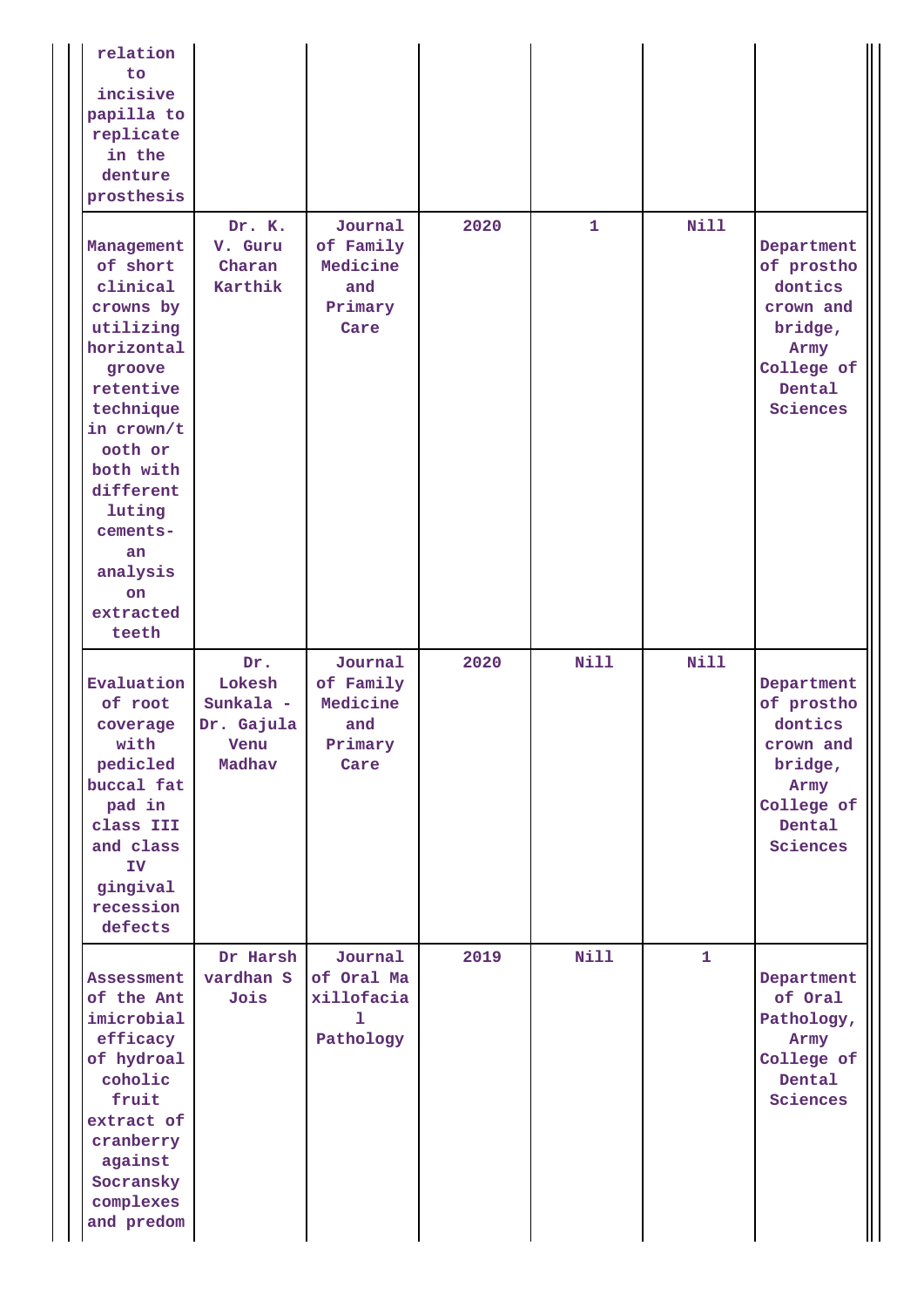| | | | | | | |
|---|---|---|---|---|---|---|
| relation to incisive papilla to replicate in the denture prosthesis | | | | | | |
| Management of short clinical crowns by utilizing horizontal groove retentive technique in crown/tooth or both with different luting cements- an analysis on extracted teeth | Dr. K. V. Guru Charan Karthik | Journal of Family Medicine and Primary Care | 2020 | 1 | Nill | Department of prosthodontics crown and bridge, Army College of Dental Sciences |
| Evaluation of root coverage with pedicled buccal fat pad in class III and class IV gingival recession defects | Dr. Lokesh Sunkala - Dr. Gajula Venu Madhav | Journal of Family Medicine and Primary Care | 2020 | Nill | Nill | Department of prosthodontics crown and bridge, Army College of Dental Sciences |
| Assessment of the Antimicrobial efficacy of hydroalcoholic fruit extract of cranberry against Socransky complexes and predom | Dr Harshvardhan S Jois | Journal of Oral Maxillofacial Pathology | 2019 | Nill | 1 | Department of Oral Pathology, Army College of Dental Sciences |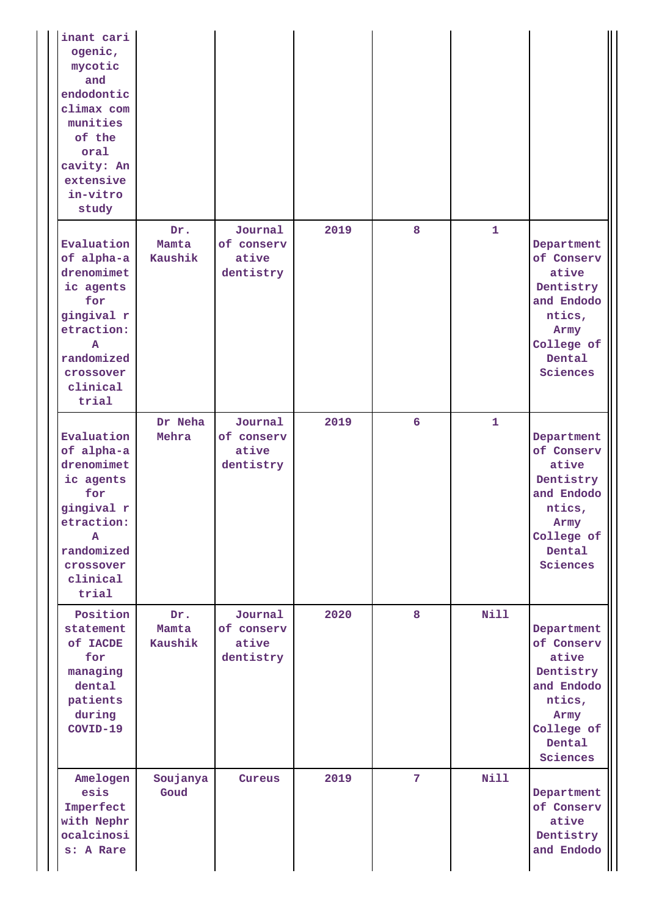| | | | | | | |
|---|---|---|---|---|---|---|
| inant cariogenic, mycotic and endodontic climax communities of the oral cavity: An extensive in-vitro study | | | | | | |
| Evaluation of alpha-adrenomimetic agents for gingival retraction: A randomized crossover clinical trial | Dr. Mamta Kaushik | Journal of conservative dentistry | 2019 | 8 | 1 | Department of Conservative Dentistry and Endodontics, Army College of Dental Sciences |
| Evaluation of alpha-adrenomimetic agents for gingival retraction: A randomized crossover clinical trial | Dr Neha Mehra | Journal of conservative dentistry | 2019 | 6 | 1 | Department of Conservative Dentistry and Endodontics, Army College of Dental Sciences |
| Position statement of IACDE for managing dental patients during COVID-19 | Dr. Mamta Kaushik | Journal of conservative dentistry | 2020 | 8 | Nill | Department of Conservative Dentistry and Endodontics, Army College of Dental Sciences |
| Amelogenesis Imperfect with Nephrocalcinosis: A Rare | Soujanya Goud | Cureus | 2019 | 7 | Nill | Department of Conservative Dentistry and Endodo |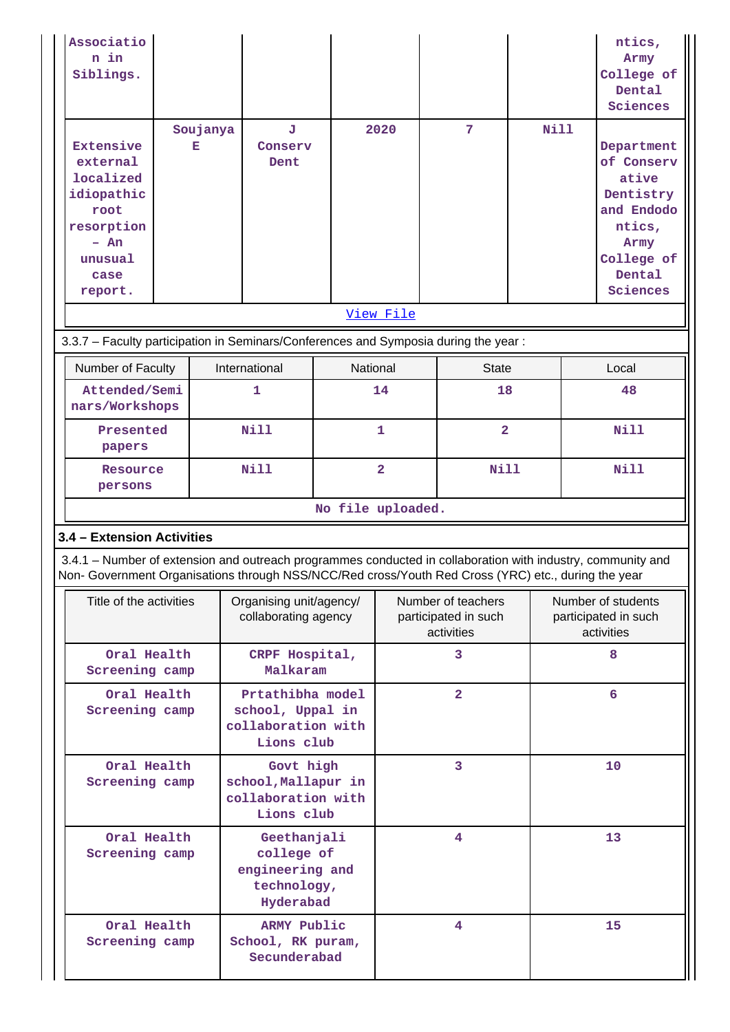| | | | | | | |
|---|---|---|---|---|---|---|
| Association in Siblings. | | | | | | ntics, Army College of Dental Sciences |
| Extensive external localized idiopathic root resorption – An unusual case report. | Soujanya E | J Conserv Dent | 2020 | 7 | Nill | Department of Conservative Dentistry and Endodontics, Army College of Dental Sciences |

View File

3.3.7 – Faculty participation in Seminars/Conferences and Symposia during the year :

| Number of Faculty | International | National | State | Local |
|---|---|---|---|---|
| Attended/Seminars/Workshops | 1 | 14 | 18 | 48 |
| Presented papers | Nill | 1 | 2 | Nill |
| Resource persons | Nill | 2 | Nill | Nill |

No file uploaded.

**3.4 – Extension Activities**

3.4.1 – Number of extension and outreach programmes conducted in collaboration with industry, community and Non- Government Organisations through NSS/NCC/Red cross/Youth Red Cross (YRC) etc., during the year

| Title of the activities | Organising unit/agency/ collaborating agency | Number of teachers participated in such activities | Number of students participated in such activities |
|---|---|---|---|
| Oral Health Screening camp | CRPF Hospital, Malkaram | 3 | 8 |
| Oral Health Screening camp | Prtathibha model school, Uppal in collaboration with Lions club | 2 | 6 |
| Oral Health Screening camp | Govt high school,Mallapur in collaboration with Lions club | 3 | 10 |
| Oral Health Screening camp | Geethanjali college of engineering and technology, Hyderabad | 4 | 13 |
| Oral Health Screening camp | ARMY Public School, RK puram, Secunderabad | 4 | 15 |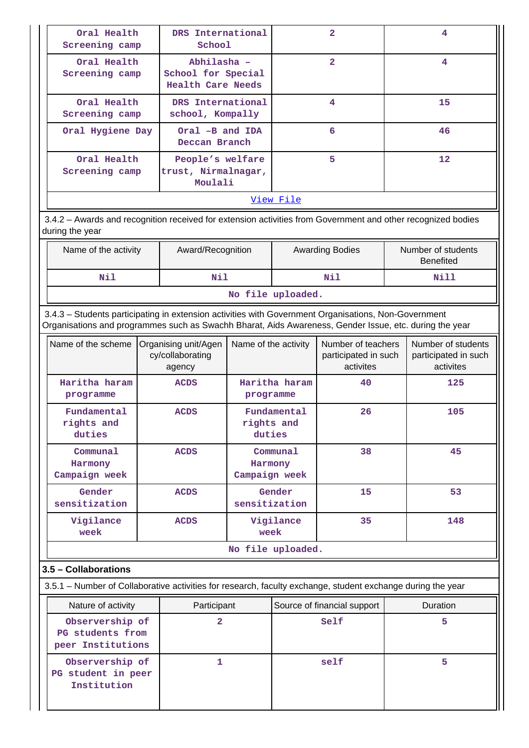| Oral Health Screening camp | DRS International School | 2 | 4 |
|---|---|---|---|
| Oral Health Screening camp | Abhilasha – School for Special Health Care Needs | 2 | 4 |
| Oral Health Screening camp | DRS International school, Kompally | 4 | 15 |
| Oral Hygiene Day | Oral –B and IDA Deccan Branch | 6 | 46 |
| Oral Health Screening camp | People's welfare trust, Nirmalnagar, Moulali | 5 | 12 |
| View File | | | |

3.4.2 – Awards and recognition received for extension activities from Government and other recognized bodies during the year

| Name of the activity | Award/Recognition | Awarding Bodies | Number of students Benefited |
|---|---|---|---|
| Nil | Nil | Nil | Nill |
| No file uploaded. | | | |

3.4.3 – Students participating in extension activities with Government Organisations, Non-Government Organisations and programmes such as Swachh Bharat, Aids Awareness, Gender Issue, etc. during the year

| Name of the scheme | Organising unit/Agency/collaborating agency | Name of the activity | Number of teachers participated in such activites | Number of students participated in such activites |
|---|---|---|---|---|
| Haritha haram programme | ACDS | Haritha haram programme | 40 | 125 |
| Fundamental rights and duties | ACDS | Fundamental rights and duties | 26 | 105 |
| Communal Harmony Campaign week | ACDS | Communal Harmony Campaign week | 38 | 45 |
| Gender sensitization | ACDS | Gender sensitization | 15 | 53 |
| Vigilance week | ACDS | Vigilance week | 35 | 148 |
| No file uploaded. | | | | |

## 3.5 – Collaborations

3.5.1 – Number of Collaborative activities for research, faculty exchange, student exchange during the year

| Nature of activity | Participant | Source of financial support | Duration |
|---|---|---|---|
| Observership of PG students from peer Institutions | 2 | Self | 5 |
| Observership of PG student in peer Institution | 1 | self | 5 |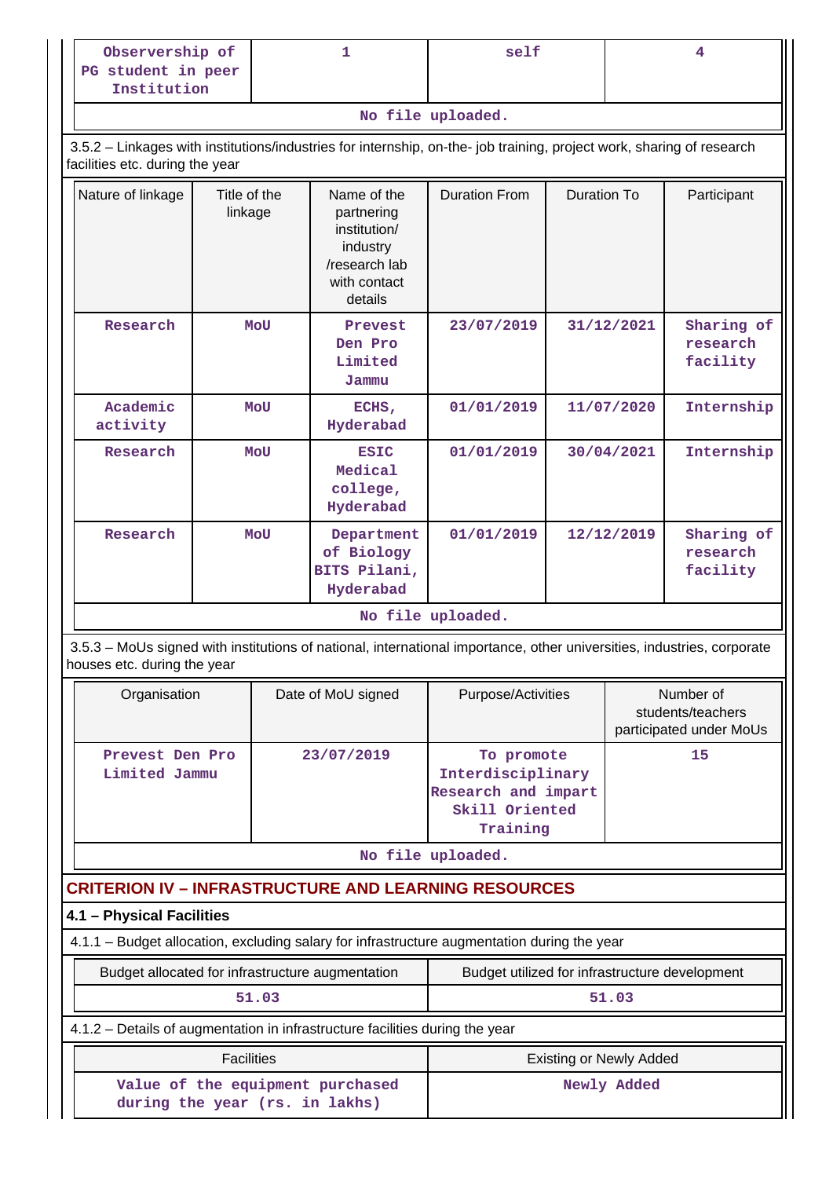| Observership of PG student in peer Institution | 1 | self | 4 |
|---|---|---|---|

No file uploaded.

3.5.2 – Linkages with institutions/industries for internship, on-the- job training, project work, sharing of research facilities etc. during the year

| Nature of linkage | Title of the linkage | Name of the partnering institution/ industry /research lab with contact details | Duration From | Duration To | Participant |
|---|---|---|---|---|---|
| Research | MoU | Prevest Den Pro Limited Jammu | 23/07/2019 | 31/12/2021 | Sharing of research facility |
| Academic activity | MoU | ECHS, Hyderabad | 01/01/2019 | 11/07/2020 | Internship |
| Research | MoU | ESIC Medical college, Hyderabad | 01/01/2019 | 30/04/2021 | Internship |
| Research | MoU | Department of Biology BITS Pilani, Hyderabad | 01/01/2019 | 12/12/2019 | Sharing of research facility |

No file uploaded.

3.5.3 – MoUs signed with institutions of national, international importance, other universities, industries, corporate houses etc. during the year

| Organisation | Date of MoU signed | Purpose/Activities | Number of students/teachers participated under MoUs |
|---|---|---|---|
| Prevest Den Pro Limited Jammu | 23/07/2019 | To promote Interdisciplinary Research and impart Skill Oriented Training | 15 |

No file uploaded.

## CRITERION IV – INFRASTRUCTURE AND LEARNING RESOURCES

### 4.1 – Physical Facilities

4.1.1 – Budget allocation, excluding salary for infrastructure augmentation during the year

| Budget allocated for infrastructure augmentation | Budget utilized for infrastructure development |
|---|---|
| 51.03 | 51.03 |

4.1.2 – Details of augmentation in infrastructure facilities during the year

| Facilities | Existing or Newly Added |
|---|---|
| Value of the equipment purchased during the year (rs. in lakhs) | Newly Added |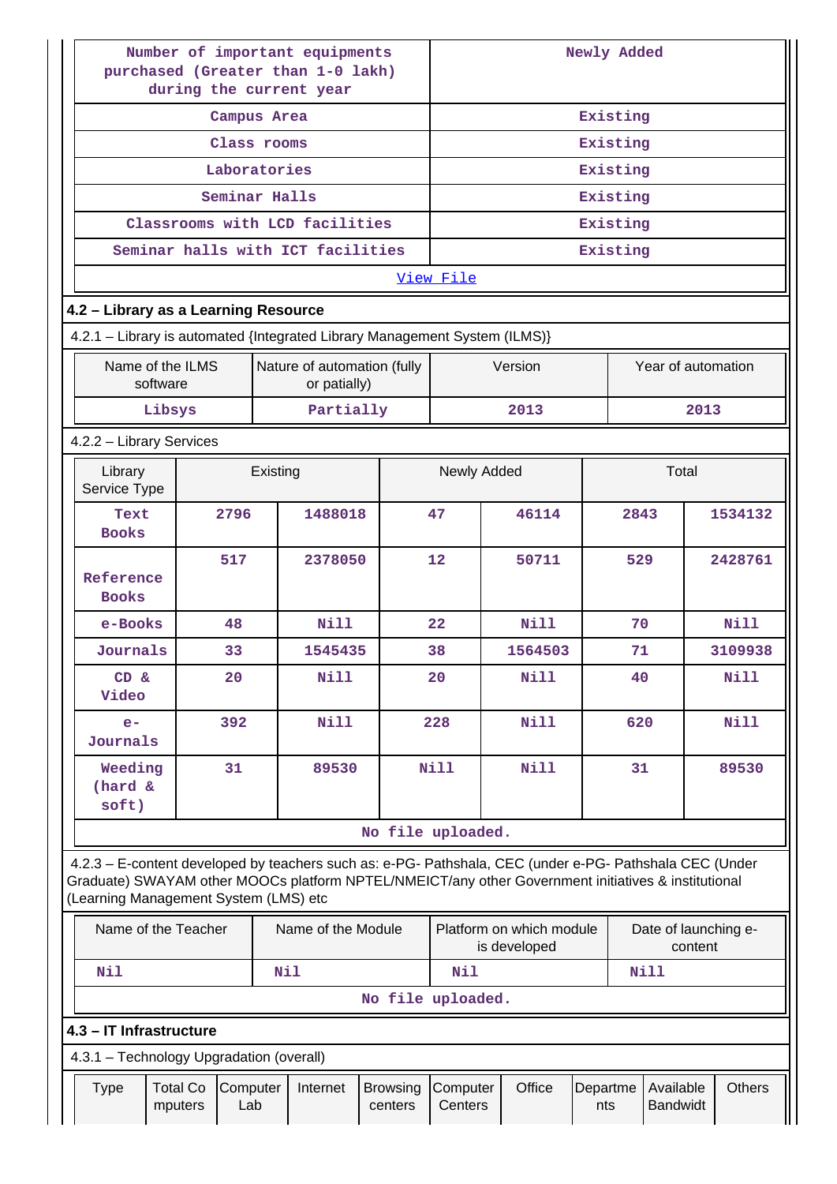| Number of important equipments purchased (Greater than 1-0 lakh) during the current year | Newly Added |
|---|---|
| Campus Area | Existing |
| Class rooms | Existing |
| Laboratories | Existing |
| Seminar Halls | Existing |
| Classrooms with LCD facilities | Existing |
| Seminar halls with ICT facilities | Existing |

View File

### 4.2 – Library as a Learning Resource

4.2.1 – Library is automated {Integrated Library Management System (ILMS)}

| Name of the ILMS software | Nature of automation (fully or patially) | Version | Year of automation |
|---|---|---|---|
| Libsys | Partially | 2013 | 2013 |

4.2.2 – Library Services

| Library Service Type | Existing | | Newly Added | | Total | |
|---|---|---|---|---|---|---|
| Text Books | 2796 | 1488018 | 47 | 46114 | 2843 | 1534132 |
| Reference Books | 517 | 2378050 | 12 | 50711 | 529 | 2428761 |
| e-Books | 48 | Nill | 22 | Nill | 70 | Nill |
| Journals | 33 | 1545435 | 38 | 1564503 | 71 | 3109938 |
| CD & Video | 20 | Nill | 20 | Nill | 40 | Nill |
| e-Journals | 392 | Nill | 228 | Nill | 620 | Nill |
| Weeding (hard & soft) | 31 | 89530 | Nill | Nill | 31 | 89530 |

No file uploaded.

4.2.3 – E-content developed by teachers such as: e-PG- Pathshala, CEC (under e-PG- Pathshala CEC (Under Graduate) SWAYAM other MOOCs platform NPTEL/NMEICT/any other Government initiatives & institutional (Learning Management System (LMS) etc

| Name of the Teacher | Name of the Module | Platform on which module is developed | Date of launching e-content |
|---|---|---|---|
| Nil | Nil | Nil | Nill |

No file uploaded.

### 4.3 – IT Infrastructure

4.3.1 – Technology Upgradation (overall)

| Type | Total Computers | Computer Lab | Internet | Browsing centers | Computer Centers | Office | Departments | Available Bandwidt | Others |
|---|---|---|---|---|---|---|---|---|---|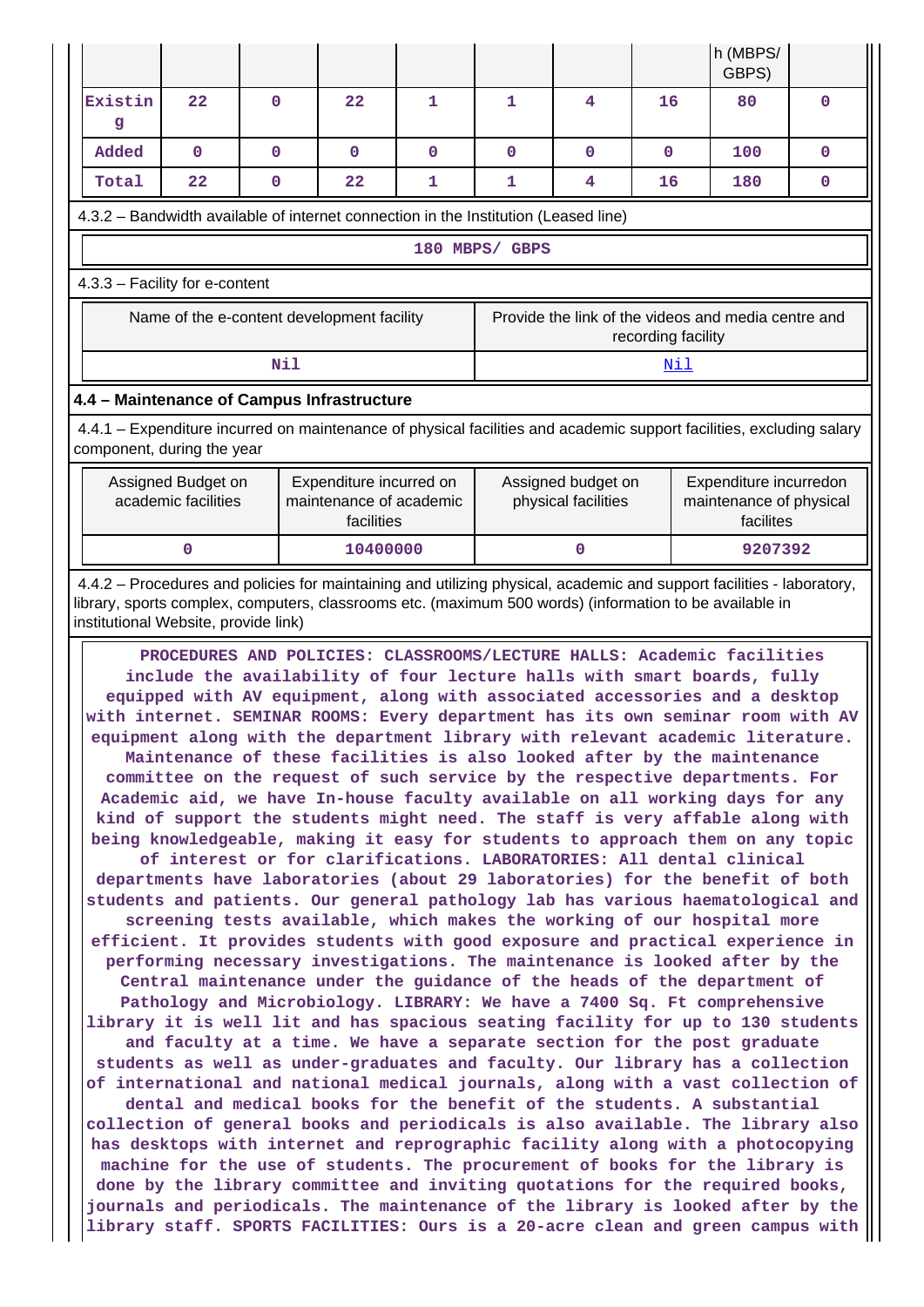| | | | | | | | | h (MBPS/ GBPS) | |
|---|---|---|---|---|---|---|---|---|---|
| Existing | 22 | 0 | 22 | 1 | 1 | 4 | 16 | 80 | 0 |
| Added | 0 | 0 | 0 | 0 | 0 | 0 | 0 | 100 | 0 |
| Total | 22 | 0 | 22 | 1 | 1 | 4 | 16 | 180 | 0 |

4.3.2 – Bandwidth available of internet connection in the Institution (Leased line)

180 MBPS/ GBPS

4.3.3 – Facility for e-content

| Name of the e-content development facility | Provide the link of the videos and media centre and recording facility |
|---|---|
| Nil | Nil |

**4.4 – Maintenance of Campus Infrastructure**

4.4.1 – Expenditure incurred on maintenance of physical facilities and academic support facilities, excluding salary component, during the year

| Assigned Budget on academic facilities | Expenditure incurred on maintenance of academic facilities | Assigned budget on physical facilities | Expenditure incurredon maintenance of physical facilites |
|---|---|---|---|
| 0 | 10400000 | 0 | 9207392 |

4.4.2 – Procedures and policies for maintaining and utilizing physical, academic and support facilities - laboratory, library, sports complex, computers, classrooms etc. (maximum 500 words) (information to be available in institutional Website, provide link)

PROCEDURES AND POLICIES: CLASSROOMS/LECTURE HALLS: Academic facilities include the availability of four lecture halls with smart boards, fully equipped with AV equipment, along with associated accessories and a desktop with internet. SEMINAR ROOMS: Every department has its own seminar room with AV equipment along with the department library with relevant academic literature. Maintenance of these facilities is also looked after by the maintenance committee on the request of such service by the respective departments. For Academic aid, we have In-house faculty available on all working days for any kind of support the students might need. The staff is very affable along with being knowledgeable, making it easy for students to approach them on any topic of interest or for clarifications. LABORATORIES: All dental clinical departments have laboratories (about 29 laboratories) for the benefit of both students and patients. Our general pathology lab has various haematological and screening tests available, which makes the working of our hospital more efficient. It provides students with good exposure and practical experience in performing necessary investigations. The maintenance is looked after by the Central maintenance under the guidance of the heads of the department of Pathology and Microbiology. LIBRARY: We have a 7400 Sq. Ft comprehensive library it is well lit and has spacious seating facility for up to 130 students and faculty at a time. We have a separate section for the post graduate students as well as under-graduates and faculty. Our library has a collection of international and national medical journals, along with a vast collection of dental and medical books for the benefit of the students. A substantial collection of general books and periodicals is also available. The library also has desktops with internet and reprographic facility along with a photocopying machine for the use of students. The procurement of books for the library is done by the library committee and inviting quotations for the required books, journals and periodicals. The maintenance of the library is looked after by the library staff. SPORTS FACILITIES: Ours is a 20-acre clean and green campus with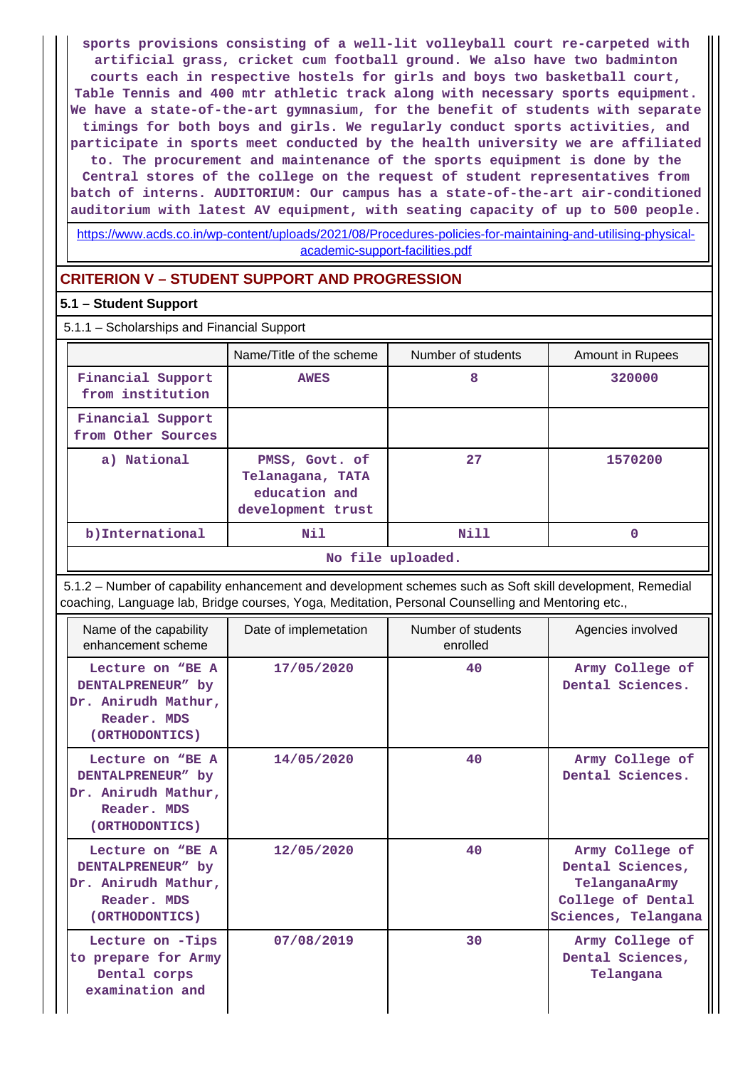sports provisions consisting of a well-lit volleyball court re-carpeted with artificial grass, cricket cum football ground. We also have two badminton courts each in respective hostels for girls and boys two basketball court, Table Tennis and 400 mtr athletic track along with necessary sports equipment. We have a state-of-the-art gymnasium, for the benefit of students with separate timings for both boys and girls. We regularly conduct sports activities, and participate in sports meet conducted by the health university we are affiliated to. The procurement and maintenance of the sports equipment is done by the Central stores of the college on the request of student representatives from batch of interns. AUDITORIUM: Our campus has a state-of-the-art air-conditioned auditorium with latest AV equipment, with seating capacity of up to 500 people.

https://www.acds.co.in/wp-content/uploads/2021/08/Procedures-policies-for-maintaining-and-utilising-physical-academic-support-facilities.pdf

## CRITERION V – STUDENT SUPPORT AND PROGRESSION

### 5.1 – Student Support

5.1.1 – Scholarships and Financial Support

| | Name/Title of the scheme | Number of students | Amount in Rupees |
|---|---|---|---|
| Financial Support from institution | AWES | 8 | 320000 |
| Financial Support from Other Sources | | | |
| a) National | PMSS, Govt. of Telanagana, TATA education and development trust | 27 | 1570200 |
| b)International | Nil | Nill | 0 |
| No file uploaded. | | | |

5.1.2 – Number of capability enhancement and development schemes such as Soft skill development, Remedial coaching, Language lab, Bridge courses, Yoga, Meditation, Personal Counselling and Mentoring etc.,

| Name of the capability enhancement scheme | Date of implemetation | Number of students enrolled | Agencies involved |
|---|---|---|---|
| Lecture on “BE A DENTALPRENEUR” by Dr. Anirudh Mathur, Reader. MDS (ORTHODONTICS) | 17/05/2020 | 40 | Army College of Dental Sciences. |
| Lecture on “BE A DENTALPRENEUR” by Dr. Anirudh Mathur, Reader. MDS (ORTHODONTICS) | 14/05/2020 | 40 | Army College of Dental Sciences. |
| Lecture on “BE A DENTALPRENEUR” by Dr. Anirudh Mathur, Reader. MDS (ORTHODONTICS) | 12/05/2020 | 40 | Army College of Dental Sciences, TelanganaArmy College of Dental Sciences, Telangana |
| Lecture on -Tips to prepare for Army Dental corps examination and | 07/08/2019 | 30 | Army College of Dental Sciences, Telangana |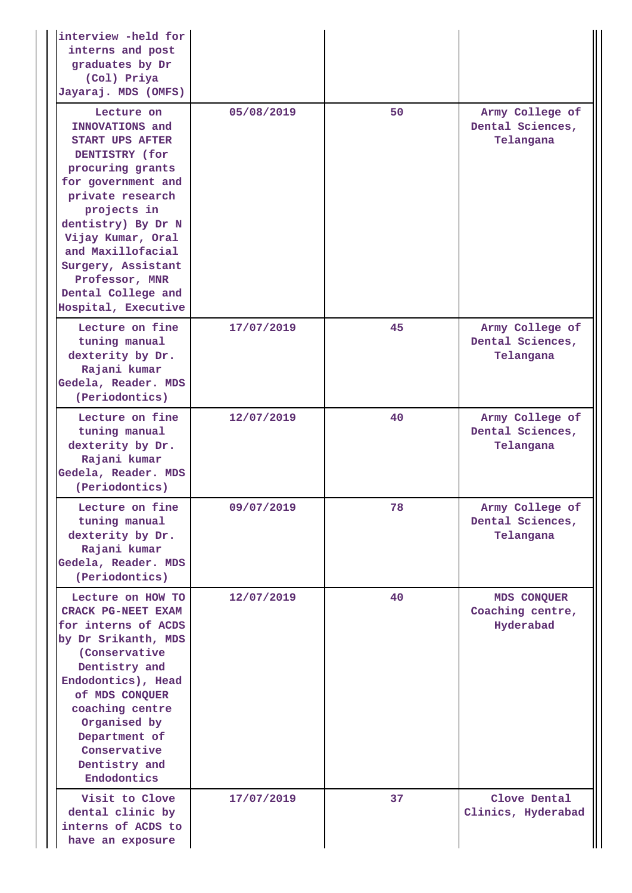| | | | |
|---|---|---|---|
| interview -held for interns and post graduates by Dr (Col) Priya Jayaraj. MDS (OMFS) | | | |
| Lecture on INNOVATIONS and START UPS AFTER DENTISTRY (for procuring grants for government and private research projects in dentistry) By Dr N Vijay Kumar, Oral and Maxillofacial Surgery, Assistant Professor, MNR Dental College and Hospital, Executive | 05/08/2019 | 50 | Army College of Dental Sciences, Telangana |
| Lecture on fine tuning manual dexterity by Dr. Rajani kumar Gedela, Reader. MDS (Periodontics) | 17/07/2019 | 45 | Army College of Dental Sciences, Telangana |
| Lecture on fine tuning manual dexterity by Dr. Rajani kumar Gedela, Reader. MDS (Periodontics) | 12/07/2019 | 40 | Army College of Dental Sciences, Telangana |
| Lecture on fine tuning manual dexterity by Dr. Rajani kumar Gedela, Reader. MDS (Periodontics) | 09/07/2019 | 78 | Army College of Dental Sciences, Telangana |
| Lecture on HOW TO CRACK PG-NEET EXAM for interns of ACDS by Dr Srikanth, MDS (Conservative Dentistry and Endodontics), Head of MDS CONQUER coaching centre Organised by Department of Conservative Dentistry and Endodontics | 12/07/2019 | 40 | MDS CONQUER Coaching centre, Hyderabad |
| Visit to Clove dental clinic by interns of ACDS to have an exposure | 17/07/2019 | 37 | Clove Dental Clinics, Hyderabad |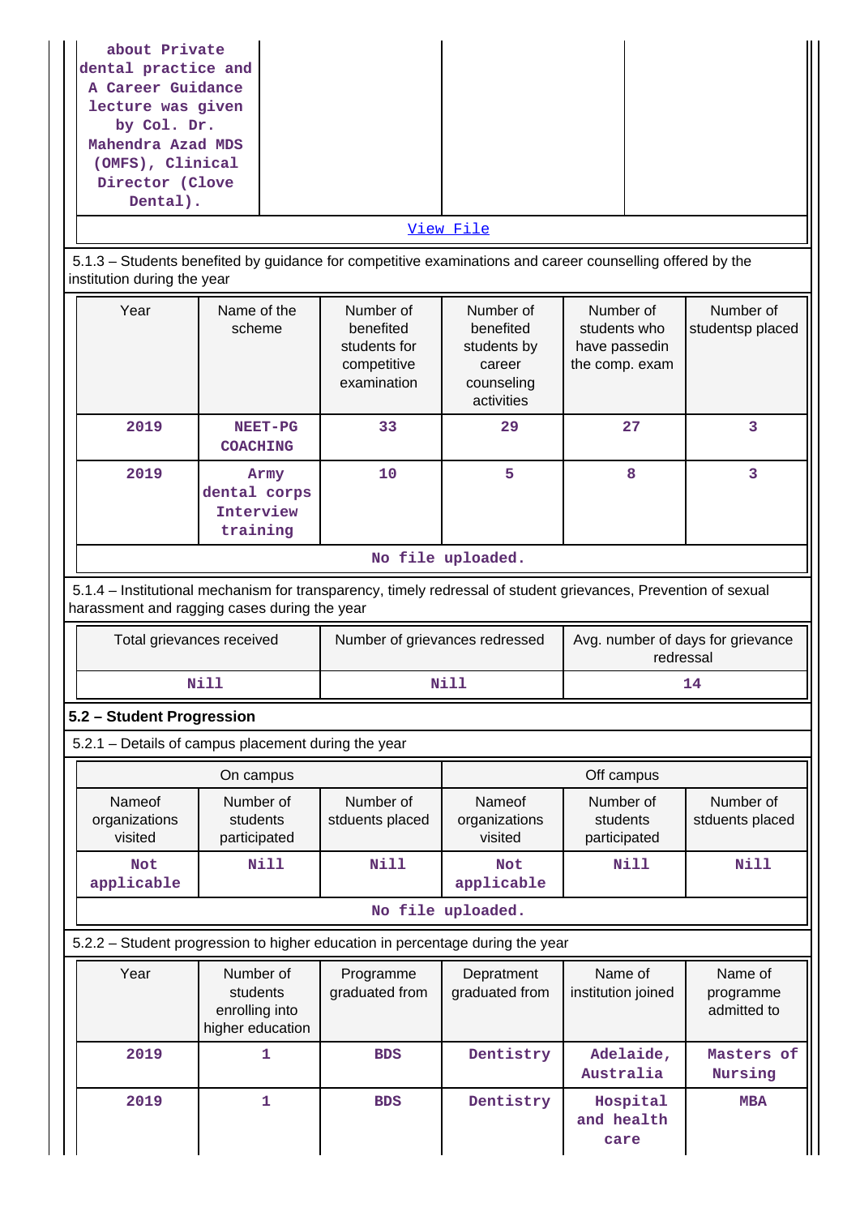| about Private dental practice and A Career Guidance lecture was given by Col. Dr. Mahendra Azad MDS (OMFS), Clinical Director (Clove Dental). | | | |
|---|---|---|---|

[View File]

5.1.3 – Students benefited by guidance for competitive examinations and career counselling offered by the institution during the year

| Year | Name of the scheme | Number of benefited students for competitive examination | Number of benefited students by career counseling activities | Number of students who have passedin the comp. exam | Number of studentsp placed |
|---|---|---|---|---|---|
| 2019 | NEET-PG COACHING | 33 | 29 | 27 | 3 |
| 2019 | Army dental corps Interview training | 10 | 5 | 8 | 3 |

No file uploaded.

5.1.4 – Institutional mechanism for transparency, timely redressal of student grievances, Prevention of sexual harassment and ragging cases during the year

| Total grievances received | Number of grievances redressed | Avg. number of days for grievance redressal |
|---|---|---|
| Nill | Nill | 14 |

## 5.2 – Student Progression

5.2.1 – Details of campus placement during the year

| On campus | | | Off campus | | |
|---|---|---|---|---|---|
| Nameof organizations visited | Number of students participated | Number of stduents placed | Nameof organizations visited | Number of students participated | Number of stduents placed |
| Not applicable | Nill | Nill | Not applicable | Nill | Nill |

No file uploaded.

5.2.2 – Student progression to higher education in percentage during the year

| Year | Number of students enrolling into higher education | Programme graduated from | Depratment graduated from | Name of institution joined | Name of programme admitted to |
|---|---|---|---|---|---|
| 2019 | 1 | BDS | Dentistry | Adelaide, Australia | Masters of Nursing |
| 2019 | 1 | BDS | Dentistry | Hospital and health care | MBA |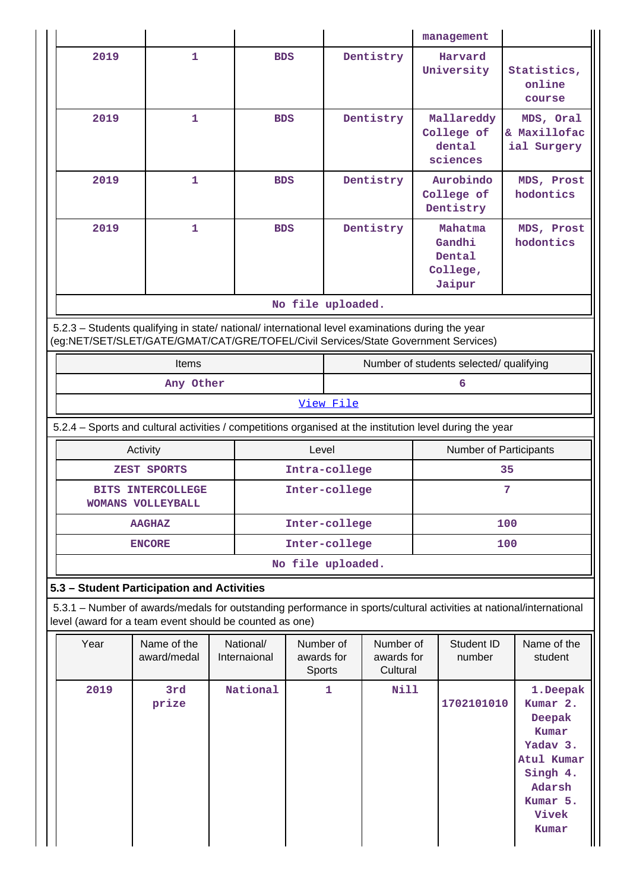| | | | | management | |
|---|---|---|---|---|---|
| 2019 | 1 | BDS | Dentistry | Harvard University | Statistics, online course |
| 2019 | 1 | BDS | Dentistry | Mallareddy College of dental sciences | MDS, Oral & Maxillofacial Surgery |
| 2019 | 1 | BDS | Dentistry | Aurobindo College of Dentistry | MDS, Prosthodontics |
| 2019 | 1 | BDS | Dentistry | Mahatma Gandhi Dental College, Jaipur | MDS, Prosthodontics |

No file uploaded.

5.2.3 – Students qualifying in state/ national/ international level examinations during the year (eg:NET/SET/SLET/GATE/GMAT/CAT/GRE/TOFEL/Civil Services/State Government Services)

| Items | Number of students selected/ qualifying |
|---|---|
| Any Other | 6 |

View File

5.2.4 – Sports and cultural activities / competitions organised at the institution level during the year

| Activity | Level | Number of Participants |
|---|---|---|
| ZEST SPORTS | Intra-college | 35 |
| BITS INTERCOLLEGE WOMANS VOLLEYBALL | Inter-college | 7 |
| AAGHAZ | Inter-college | 100 |
| ENCORE | Inter-college | 100 |

No file uploaded.

### 5.3 – Student Participation and Activities

5.3.1 – Number of awards/medals for outstanding performance in sports/cultural activities at national/international level (award for a team event should be counted as one)

| Year | Name of the award/medal | National/ Internaional | Number of awards for Sports | Number of awards for Cultural | Student ID number | Name of the student |
|---|---|---|---|---|---|---|
| 2019 | 3rd prize | National | 1 | Nill | 1702101010 | 1.Deepak Kumar 2. Deepak Kumar Yadav 3. Atul Kumar Singh 4. Adarsh Kumar 5. Vivek Kumar |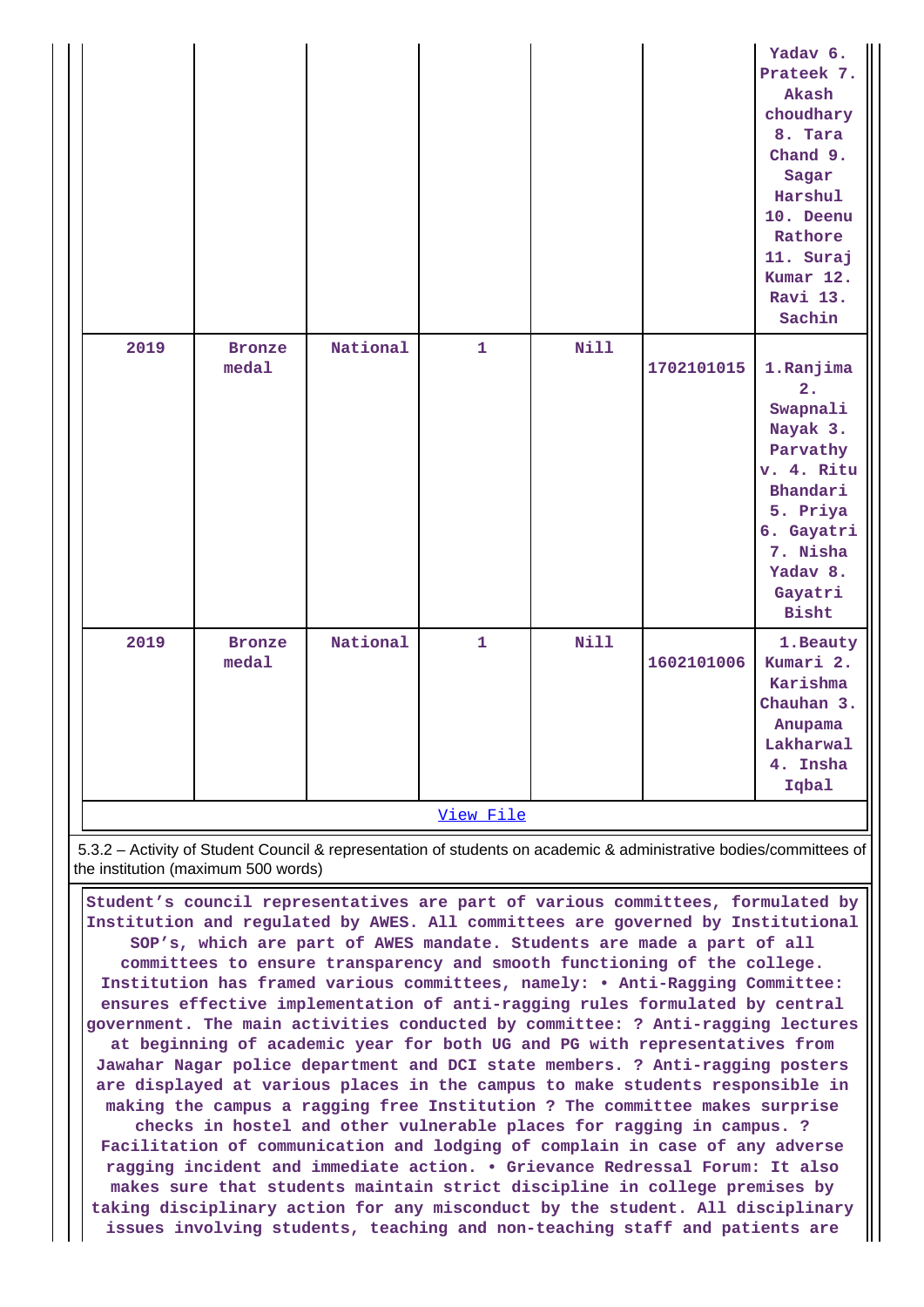|  |  |  |  |  |  | Yadav 6. Prateek 7. Akash choudhary 8. Tara Chand 9. Sagar Harshul 10. Deenu Rathore 11. Suraj Kumar 12. Ravi 13. Sachin |
|---|---|---|---|---|---|---|
| 2019 | Bronze medal | National | 1 | Nill | 1702101015 | 1.Ranjima 2. Swapnali Nayak 3. Parvathy v. 4. Ritu Bhandari 5. Priya 6. Gayatri 7. Nisha Yadav 8. Gayatri Bisht |
| 2019 | Bronze medal | National | 1 | Nill | 1602101006 | 1.Beauty Kumari 2. Karishma Chauhan 3. Anupama Lakharwal 4. Insha Iqbal |

View File

5.3.2 – Activity of Student Council & representation of students on academic & administrative bodies/committees of the institution (maximum 500 words)

**Student's council representatives are part of various committees, formulated by Institution and regulated by AWES. All committees are governed by Institutional SOP's, which are part of AWES mandate. Students are made a part of all committees to ensure transparency and smooth functioning of the college. Institution has framed various committees, namely: • Anti-Ragging Committee: ensures effective implementation of anti-ragging rules formulated by central government. The main activities conducted by committee: ? Anti-ragging lectures at beginning of academic year for both UG and PG with representatives from Jawahar Nagar police department and DCI state members. ? Anti-ragging posters are displayed at various places in the campus to make students responsible in making the campus a ragging free Institution ? The committee makes surprise checks in hostel and other vulnerable places for ragging in campus. ? Facilitation of communication and lodging of complain in case of any adverse ragging incident and immediate action. • Grievance Redressal Forum: It also makes sure that students maintain strict discipline in college premises by taking disciplinary action for any misconduct by the student. All disciplinary issues involving students, teaching and non-teaching staff and patients are**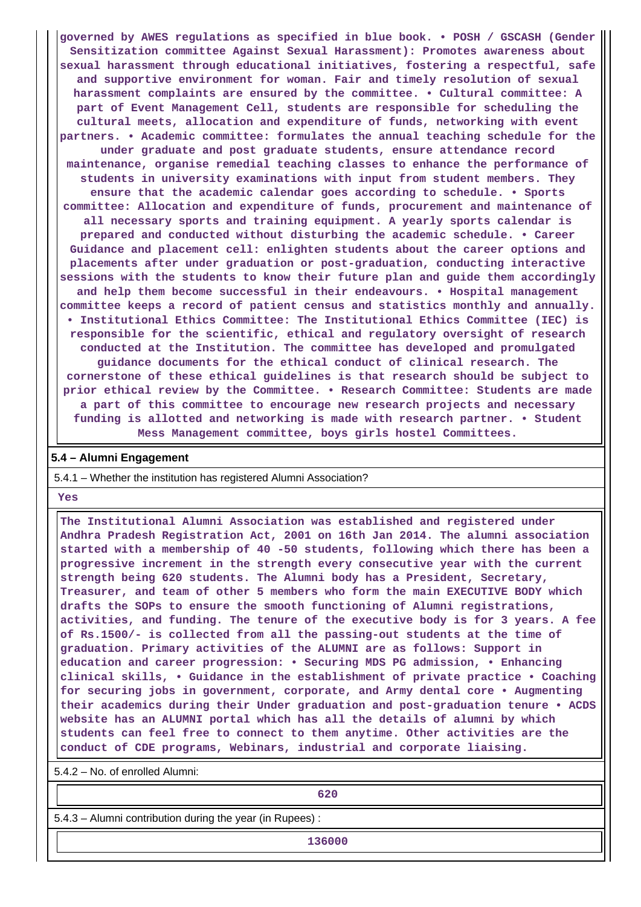governed by AWES regulations as specified in blue book. • POSH / GSCASH (Gender Sensitization committee Against Sexual Harassment): Promotes awareness about sexual harassment through educational initiatives, fostering a respectful, safe and supportive environment for woman. Fair and timely resolution of sexual harassment complaints are ensured by the committee. • Cultural committee: A part of Event Management Cell, students are responsible for scheduling the cultural meets, allocation and expenditure of funds, networking with event partners. • Academic committee: formulates the annual teaching schedule for the under graduate and post graduate students, ensure attendance record maintenance, organise remedial teaching classes to enhance the performance of students in university examinations with input from student members. They ensure that the academic calendar goes according to schedule. • Sports committee: Allocation and expenditure of funds, procurement and maintenance of all necessary sports and training equipment. A yearly sports calendar is prepared and conducted without disturbing the academic schedule. • Career Guidance and placement cell: enlighten students about the career options and placements after under graduation or post-graduation, conducting interactive sessions with the students to know their future plan and guide them accordingly and help them become successful in their endeavours. • Hospital management committee keeps a record of patient census and statistics monthly and annually. • Institutional Ethics Committee: The Institutional Ethics Committee (IEC) is responsible for the scientific, ethical and regulatory oversight of research conducted at the Institution. The committee has developed and promulgated guidance documents for the ethical conduct of clinical research. The cornerstone of these ethical guidelines is that research should be subject to prior ethical review by the Committee. • Research Committee: Students are made a part of this committee to encourage new research projects and necessary funding is allotted and networking is made with research partner. • Student Mess Management committee, boys girls hostel Committees.

**5.4 – Alumni Engagement**

5.4.1 – Whether the institution has registered Alumni Association?

Yes

The Institutional Alumni Association was established and registered under Andhra Pradesh Registration Act, 2001 on 16th Jan 2014. The alumni association started with a membership of 40 -50 students, following which there has been a progressive increment in the strength every consecutive year with the current strength being 620 students. The Alumni body has a President, Secretary, Treasurer, and team of other 5 members who form the main EXECUTIVE BODY which drafts the SOPs to ensure the smooth functioning of Alumni registrations, activities, and funding. The tenure of the executive body is for 3 years. A fee of Rs.1500/- is collected from all the passing-out students at the time of graduation. Primary activities of the ALUMNI are as follows: Support in education and career progression: • Securing MDS PG admission, • Enhancing clinical skills, • Guidance in the establishment of private practice • Coaching for securing jobs in government, corporate, and Army dental core • Augmenting their academics during their Under graduation and post-graduation tenure • ACDS website has an ALUMNI portal which has all the details of alumni by which students can feel free to connect to them anytime. Other activities are the conduct of CDE programs, Webinars, industrial and corporate liaising.

5.4.2 – No. of enrolled Alumni:

620

5.4.3 – Alumni contribution during the year (in Rupees) :

136000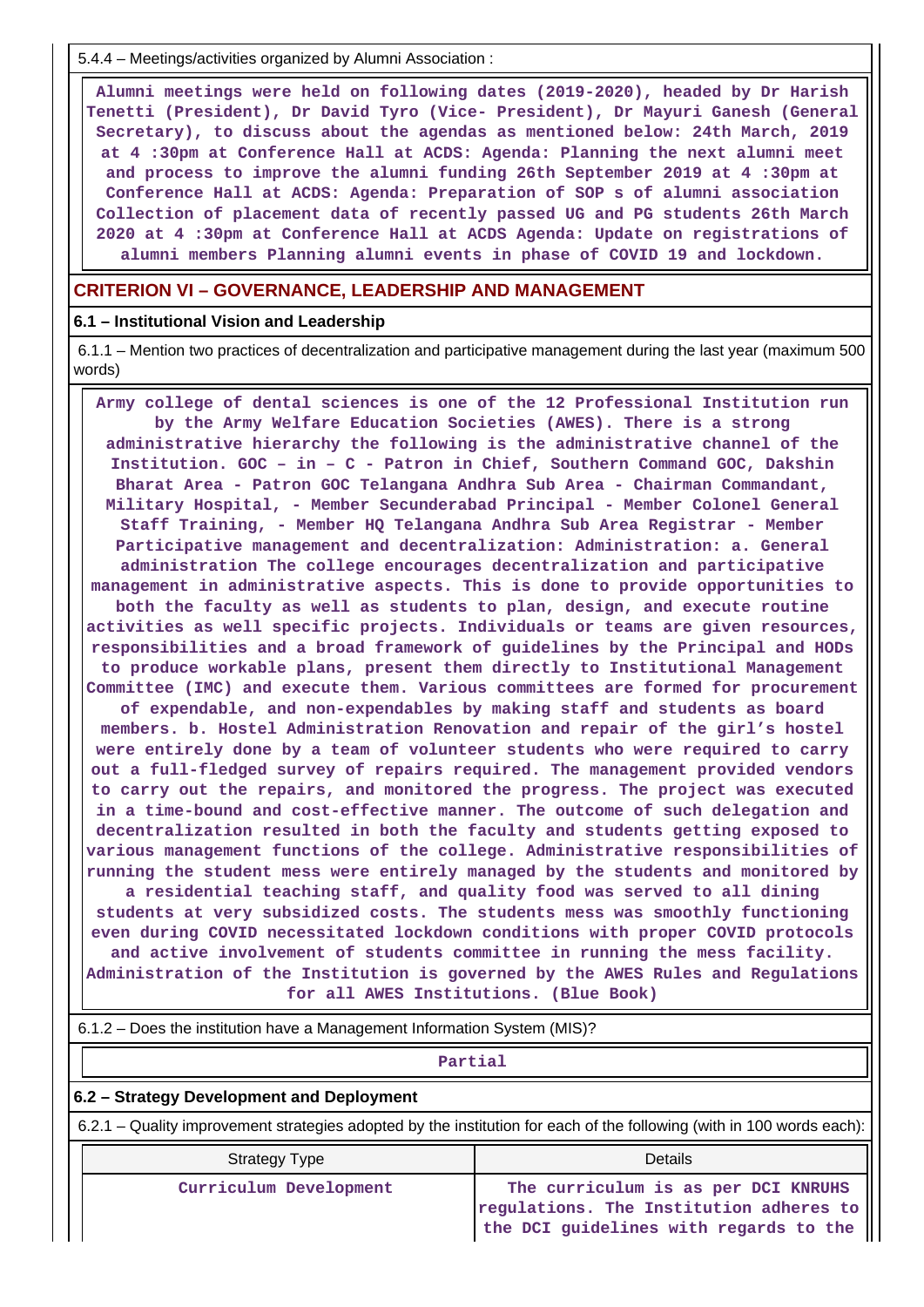5.4.4 – Meetings/activities organized by Alumni Association :

Alumni meetings were held on following dates (2019-2020), headed by Dr Harish Tenetti (President), Dr David Tyro (Vice- President), Dr Mayuri Ganesh (General Secretary), to discuss about the agendas as mentioned below: 24th March, 2019 at 4 :30pm at Conference Hall at ACDS: Agenda: Planning the next alumni meet and process to improve the alumni funding 26th September 2019 at 4 :30pm at Conference Hall at ACDS: Agenda: Preparation of SOP s of alumni association Collection of placement data of recently passed UG and PG students 26th March 2020 at 4 :30pm at Conference Hall at ACDS Agenda: Update on registrations of alumni members Planning alumni events in phase of COVID 19 and lockdown.

## CRITERION VI – GOVERNANCE, LEADERSHIP AND MANAGEMENT

### 6.1 – Institutional Vision and Leadership

6.1.1 – Mention two practices of decentralization and participative management during the last year (maximum 500 words)

Army college of dental sciences is one of the 12 Professional Institution run by the Army Welfare Education Societies (AWES). There is a strong administrative hierarchy the following is the administrative channel of the Institution. GOC – in – C - Patron in Chief, Southern Command GOC, Dakshin Bharat Area - Patron GOC Telangana Andhra Sub Area - Chairman Commandant, Military Hospital, - Member Secunderabad Principal - Member Colonel General Staff Training, - Member HQ Telangana Andhra Sub Area Registrar - Member Participative management and decentralization: Administration: a. General administration The college encourages decentralization and participative management in administrative aspects. This is done to provide opportunities to both the faculty as well as students to plan, design, and execute routine activities as well specific projects. Individuals or teams are given resources, responsibilities and a broad framework of guidelines by the Principal and HODs to produce workable plans, present them directly to Institutional Management Committee (IMC) and execute them. Various committees are formed for procurement of expendable, and non-expendables by making staff and students as board members. b. Hostel Administration Renovation and repair of the girl's hostel were entirely done by a team of volunteer students who were required to carry out a full-fledged survey of repairs required. The management provided vendors to carry out the repairs, and monitored the progress. The project was executed in a time-bound and cost-effective manner. The outcome of such delegation and decentralization resulted in both the faculty and students getting exposed to various management functions of the college. Administrative responsibilities of running the student mess were entirely managed by the students and monitored by a residential teaching staff, and quality food was served to all dining students at very subsidized costs. The students mess was smoothly functioning even during COVID necessitated lockdown conditions with proper COVID protocols and active involvement of students committee in running the mess facility. Administration of the Institution is governed by the AWES Rules and Regulations for all AWES Institutions. (Blue Book)

6.1.2 – Does the institution have a Management Information System (MIS)?

Partial

### 6.2 – Strategy Development and Deployment

6.2.1 – Quality improvement strategies adopted by the institution for each of the following (with in 100 words each):

| Strategy Type | Details |
|---|---|
| Curriculum Development | The curriculum is as per DCI KNRUHS regulations. The Institution adheres to the DCI guidelines with regards to the |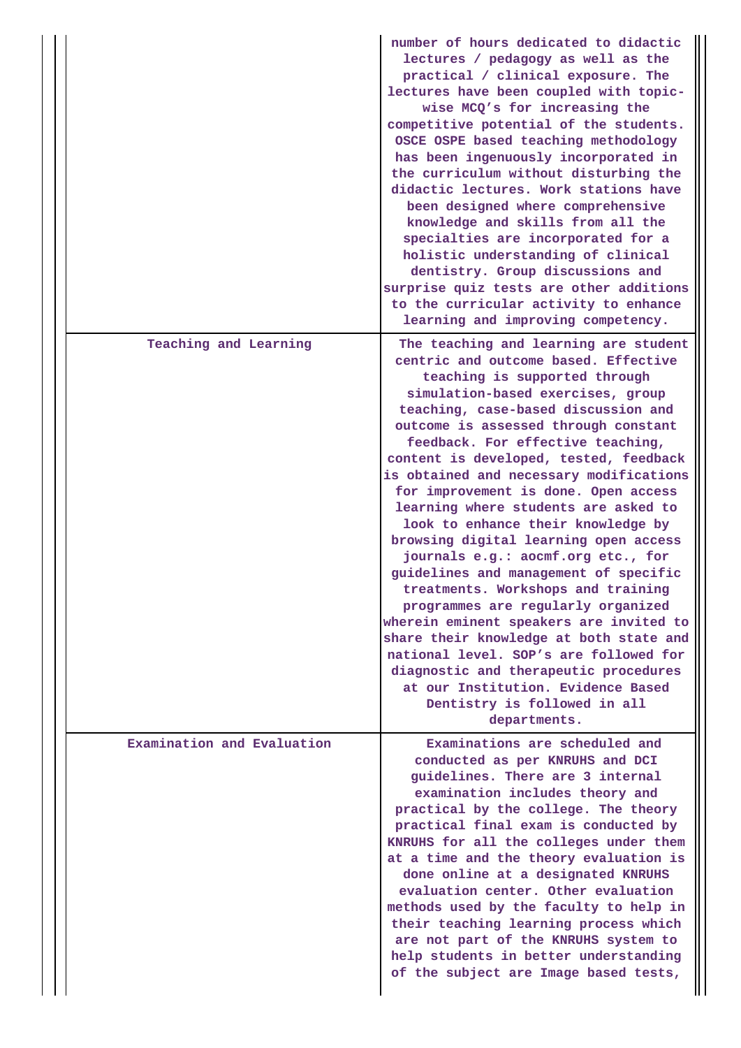| | |
|---|---|
| | number of hours dedicated to didactic lectures / pedagogy as well as the practical / clinical exposure. The lectures have been coupled with topic-wise MCQ's for increasing the competitive potential of the students. OSCE OSPE based teaching methodology has been ingenuously incorporated in the curriculum without disturbing the didactic lectures. Work stations have been designed where comprehensive knowledge and skills from all the specialties are incorporated for a holistic understanding of clinical dentistry. Group discussions and surprise quiz tests are other additions to the curricular activity to enhance learning and improving competency. |
| Teaching and Learning | The teaching and learning are student centric and outcome based. Effective teaching is supported through simulation-based exercises, group teaching, case-based discussion and outcome is assessed through constant feedback. For effective teaching, content is developed, tested, feedback is obtained and necessary modifications for improvement is done. Open access learning where students are asked to look to enhance their knowledge by browsing digital learning open access journals e.g.: aocmf.org etc., for guidelines and management of specific treatments. Workshops and training programmes are regularly organized wherein eminent speakers are invited to share their knowledge at both state and national level. SOP's are followed for diagnostic and therapeutic procedures at our Institution. Evidence Based Dentistry is followed in all departments. |
| Examination and Evaluation | Examinations are scheduled and conducted as per KNRUHS and DCI guidelines. There are 3 internal examination includes theory and practical by the college. The theory practical final exam is conducted by KNRUHS for all the colleges under them at a time and the theory evaluation is done online at a designated KNRUHS evaluation center. Other evaluation methods used by the faculty to help in their teaching learning process which are not part of the KNRUHS system to help students in better understanding of the subject are Image based tests, |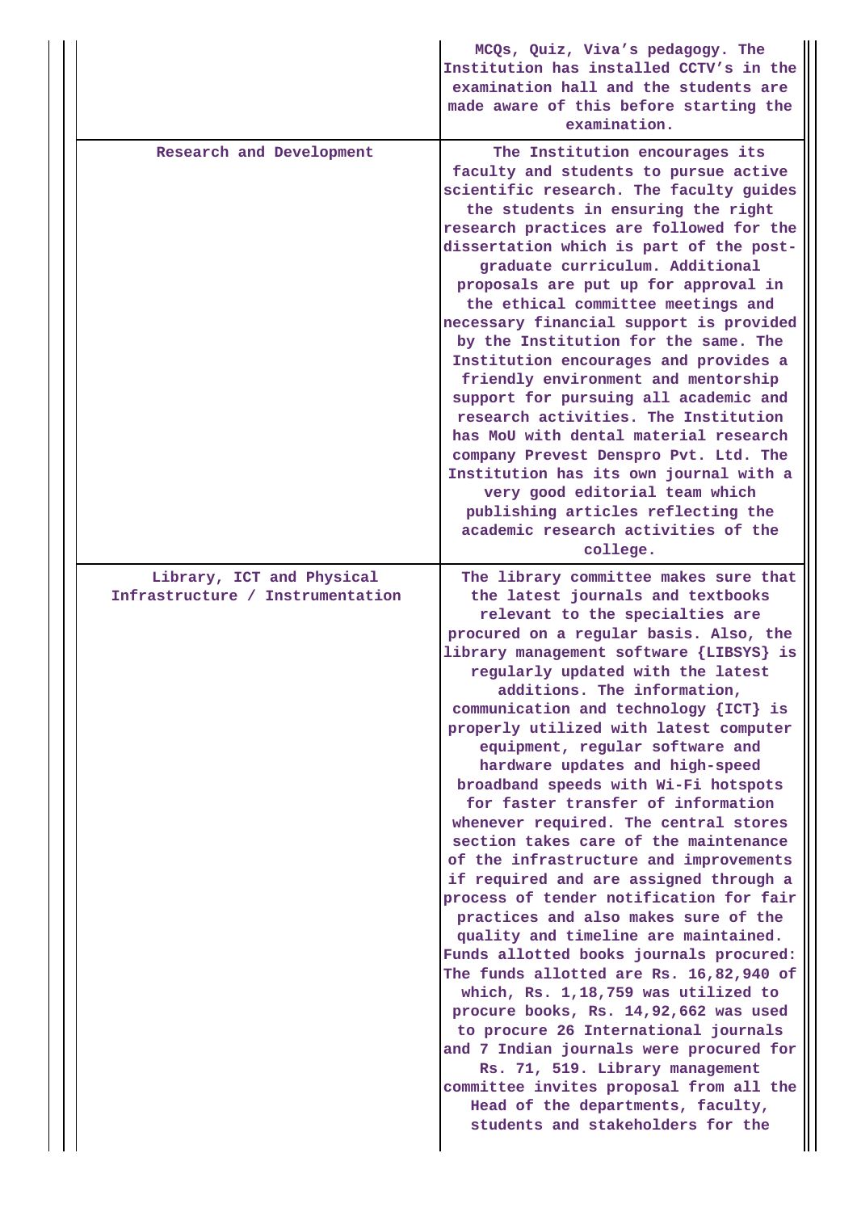|  |  |
|---|---|
|  | MCQs, Quiz, Viva's pedagogy. The Institution has installed CCTV's in the examination hall and the students are made aware of this before starting the examination. |
| Research and Development | The Institution encourages its faculty and students to pursue active scientific research. The faculty guides the students in ensuring the right research practices are followed for the dissertation which is part of the post-graduate curriculum. Additional proposals are put up for approval in the ethical committee meetings and necessary financial support is provided by the Institution for the same. The Institution encourages and provides a friendly environment and mentorship support for pursuing all academic and research activities. The Institution has MoU with dental material research company Prevest Denspro Pvt. Ltd. The Institution has its own journal with a very good editorial team which publishing articles reflecting the academic research activities of the college. |
| Library, ICT and Physical Infrastructure / Instrumentation | The library committee makes sure that the latest journals and textbooks relevant to the specialties are procured on a regular basis. Also, the library management software {LIBSYS} is regularly updated with the latest additions. The information, communication and technology {ICT} is properly utilized with latest computer equipment, regular software and hardware updates and high-speed broadband speeds with Wi-Fi hotspots for faster transfer of information whenever required. The central stores section takes care of the maintenance of the infrastructure and improvements if required and are assigned through a process of tender notification for fair practices and also makes sure of the quality and timeline are maintained. Funds allotted books journals procured: The funds allotted are Rs. 16,82,940 of which, Rs. 1,18,759 was utilized to procure books, Rs. 14,92,662 was used to procure 26 International journals and 7 Indian journals were procured for Rs. 71, 519. Library management committee invites proposal from all the Head of the departments, faculty, students and stakeholders for the |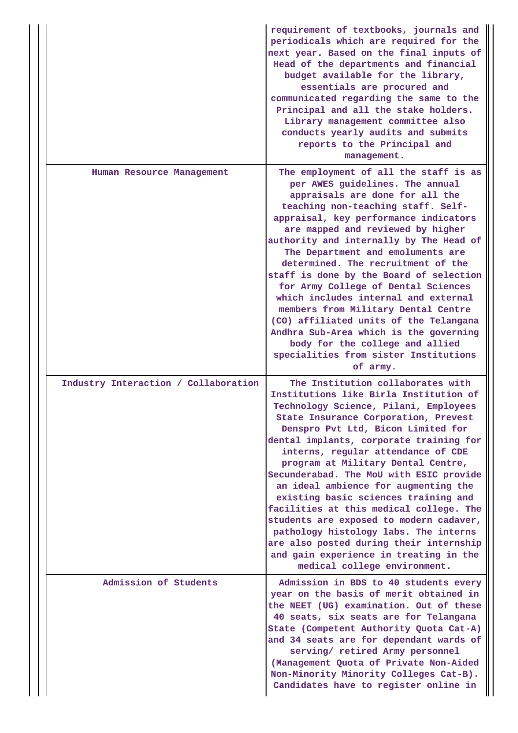|  |  |
|---|---|
|  | requirement of textbooks, journals and periodicals which are required for the next year. Based on the final inputs of Head of the departments and financial budget available for the library, essentials are procured and communicated regarding the same to the Principal and all the stake holders. Library management committee also conducts yearly audits and submits reports to the Principal and management. |
| Human Resource Management | The employment of all the staff is as per AWES guidelines. The annual appraisals are done for all the teaching non-teaching staff. Self-appraisal, key performance indicators are mapped and reviewed by higher authority and internally by The Head of The Department and emoluments are determined. The recruitment of the staff is done by the Board of selection for Army College of Dental Sciences which includes internal and external members from Military Dental Centre (CO) affiliated units of the Telangana Andhra Sub-Area which is the governing body for the college and allied specialities from sister Institutions of army. |
| Industry Interaction / Collaboration | The Institution collaborates with Institutions like Birla Institution of Technology Science, Pilani, Employees State Insurance Corporation, Prevest Denspro Pvt Ltd, Bicon Limited for dental implants, corporate training for interns, regular attendance of CDE program at Military Dental Centre, Secunderabad. The MoU with ESIC provide an ideal ambience for augmenting the existing basic sciences training and facilities at this medical college. The students are exposed to modern cadaver, pathology histology labs. The interns are also posted during their internship and gain experience in treating in the medical college environment. |
| Admission of Students | Admission in BDS to 40 students every year on the basis of merit obtained in the NEET (UG) examination. Out of these 40 seats, six seats are for Telangana State (Competent Authority Quota Cat-A) and 34 seats are for dependant wards of serving/ retired Army personnel (Management Quota of Private Non-Aided Non-Minority Minority Colleges Cat-B). Candidates have to register online in |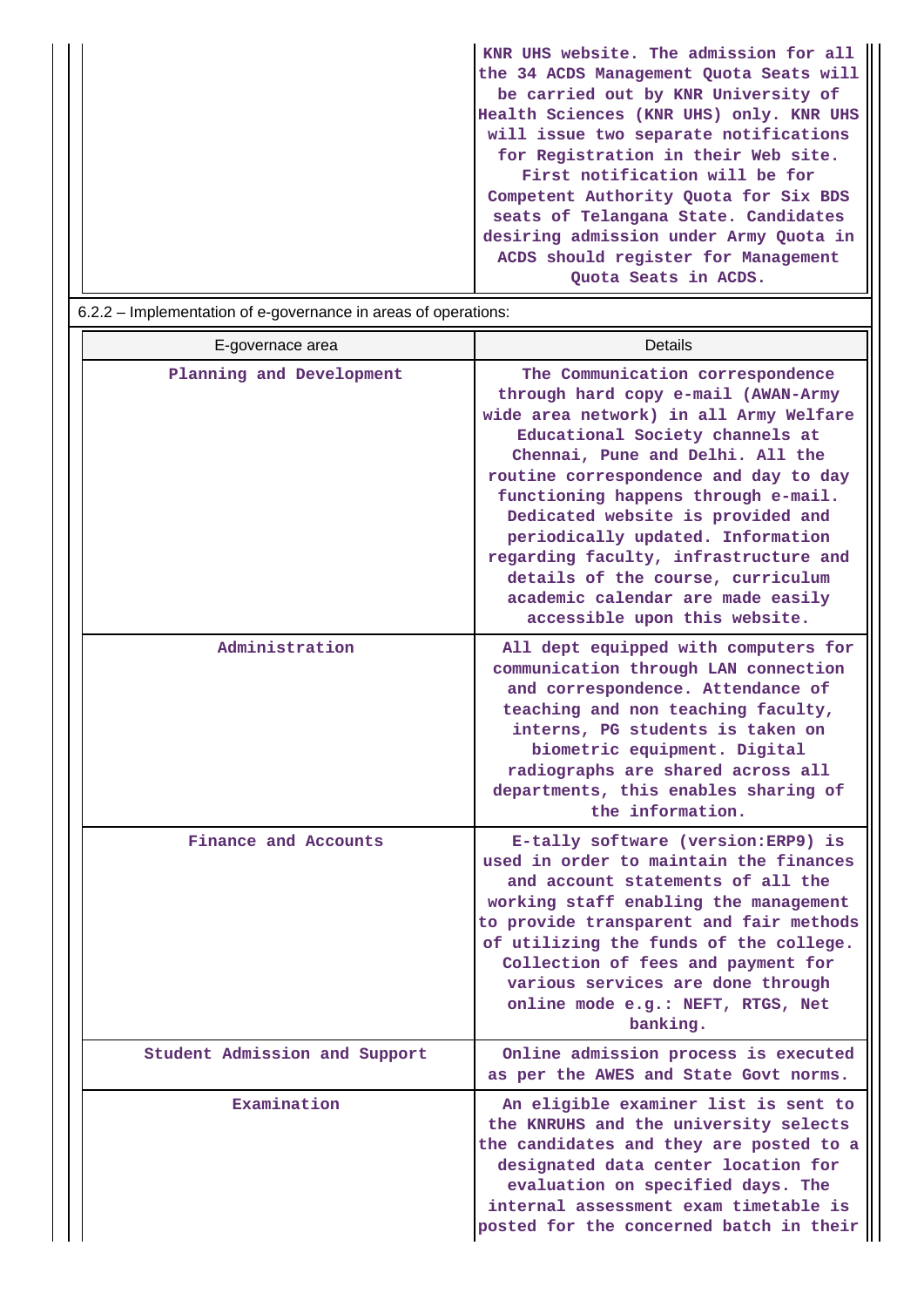| | |
|---|---|
| | KNR UHS website. The admission for all the 34 ACDS Management Quota Seats will be carried out by KNR University of Health Sciences (KNR UHS) only. KNR UHS will issue two separate notifications for Registration in their Web site. First notification will be for Competent Authority Quota for Six BDS seats of Telangana State. Candidates desiring admission under Army Quota in ACDS should register for Management Quota Seats in ACDS. |

6.2.2 – Implementation of e-governance in areas of operations:

| E-governace area | Details |
|---|---|
| Planning and Development | The Communication correspondence through hard copy e-mail (AWAN-Army wide area network) in all Army Welfare Educational Society channels at Chennai, Pune and Delhi. All the routine correspondence and day to day functioning happens through e-mail. Dedicated website is provided and periodically updated. Information regarding faculty, infrastructure and details of the course, curriculum academic calendar are made easily accessible upon this website. |
| Administration | All dept equipped with computers for communication through LAN connection and correspondence. Attendance of teaching and non teaching faculty, interns, PG students is taken on biometric equipment. Digital radiographs are shared across all departments, this enables sharing of the information. |
| Finance and Accounts | E-tally software (version:ERP9) is used in order to maintain the finances and account statements of all the working staff enabling the management to provide transparent and fair methods of utilizing the funds of the college. Collection of fees and payment for various services are done through online mode e.g.: NEFT, RTGS, Net banking. |
| Student Admission and Support | Online admission process is executed as per the AWES and State Govt norms. |
| Examination | An eligible examiner list is sent to the KNRUHS and the university selects the candidates and they are posted to a designated data center location for evaluation on specified days. The internal assessment exam timetable is posted for the concerned batch in their |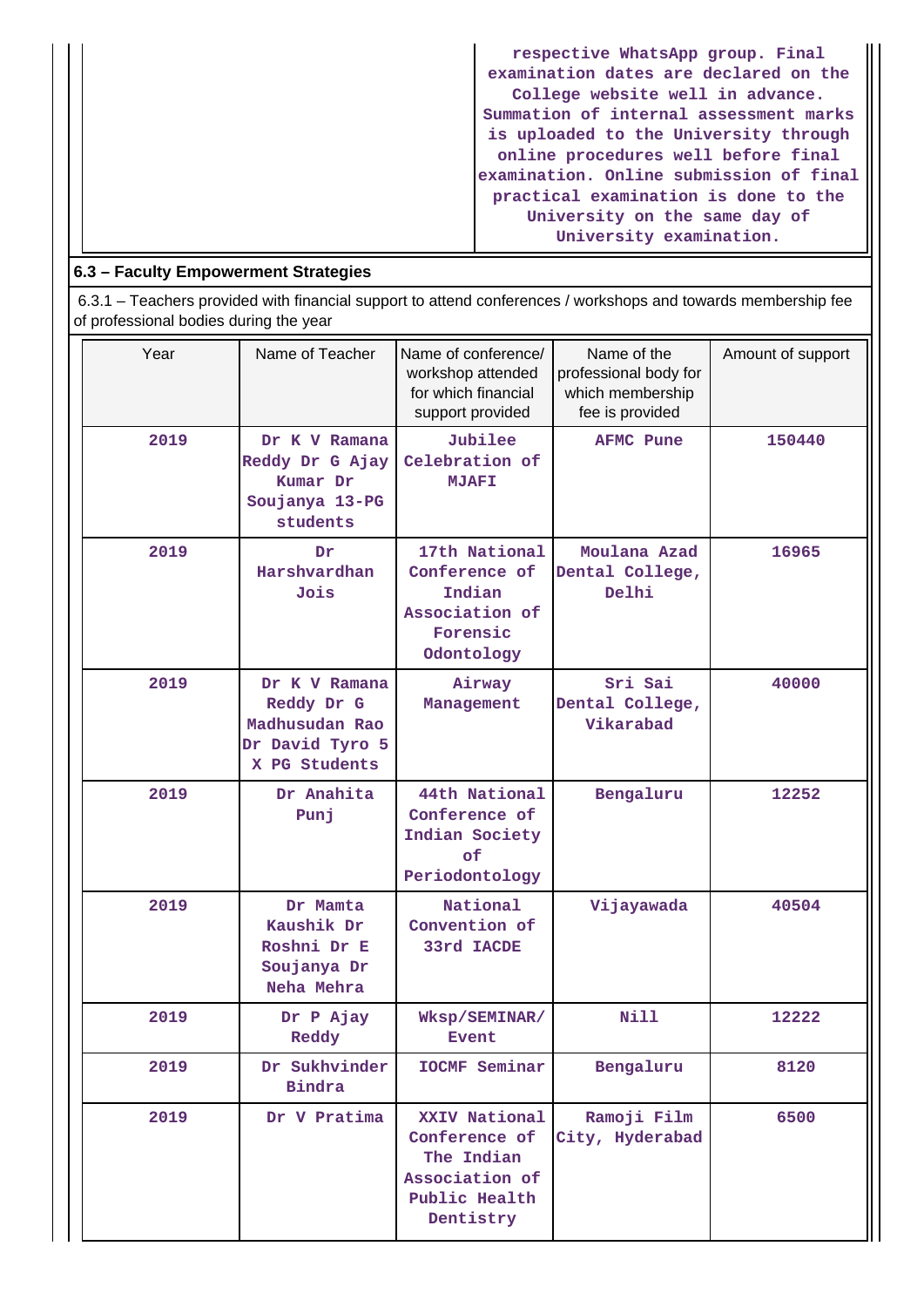| | respective WhatsApp group. Final examination dates are declared on the College website well in advance. Summation of internal assessment marks is uploaded to the University through online procedures well before final examination. Online submission of final practical examination is done to the University on the same day of University examination. |
|---|---|

## 6.3 – Faculty Empowerment Strategies

6.3.1 – Teachers provided with financial support to attend conferences / workshops and towards membership fee of professional bodies during the year

| Year | Name of Teacher | Name of conference/ workshop attended for which financial support provided | Name of the professional body for which membership fee is provided | Amount of support |
|---|---|---|---|---|
| 2019 | Dr K V Ramana Reddy Dr G Ajay Kumar Dr Soujanya 13-PG students | Jubilee Celebration of MJAFI | AFMC Pune | 150440 |
| 2019 | Dr Harshvardhan Jois | 17th National Conference of Indian Association of Forensic Odontology | Moulana Azad Dental College, Delhi | 16965 |
| 2019 | Dr K V Ramana Reddy Dr G Madhusudan Rao Dr David Tyro 5 X PG Students | Airway Management | Sri Sai Dental College, Vikarabad | 40000 |
| 2019 | Dr Anahita Punj | 44th National Conference of Indian Society of Periodontology | Bengaluru | 12252 |
| 2019 | Dr Mamta Kaushik Dr Roshni Dr E Soujanya Dr Neha Mehra | National Convention of 33rd IACDE | Vijayawada | 40504 |
| 2019 | Dr P Ajay Reddy | Wksp/SEMINAR/ Event | Nill | 12222 |
| 2019 | Dr Sukhvinder Bindra | IOCMF Seminar | Bengaluru | 8120 |
| 2019 | Dr V Pratima | XXIV National Conference of The Indian Association of Public Health Dentistry | Ramoji Film City, Hyderabad | 6500 |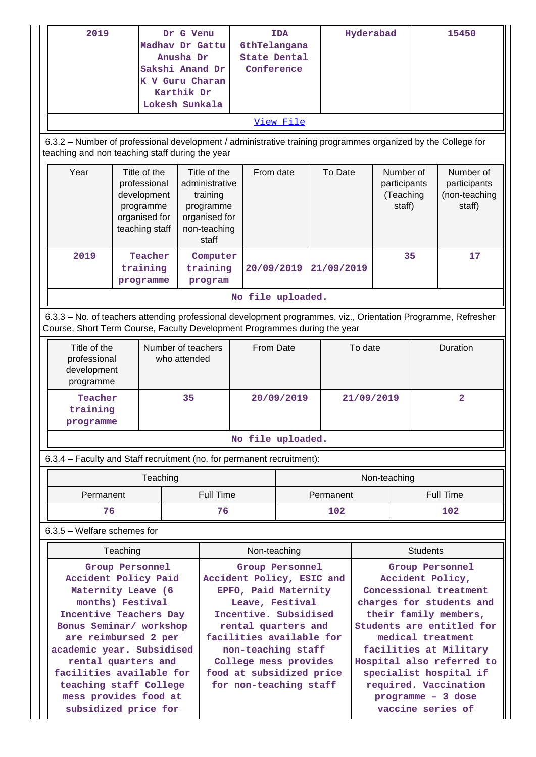| 2019 | Dr G Venu Madhav Dr Gattu Anusha Dr Sakshi Anand Dr K V Guru Charan Karthik Dr Lokesh Sunkala | IDA 6thTelangana State Dental Conference | Hyderabad | 15450 |
|---|---|---|---|---|
| View File | | | | |

6.3.2 – Number of professional development / administrative training programmes organized by the College for teaching and non teaching staff during the year

| Year | Title of the professional development programme organised for teaching staff | Title of the administrative training programme organised for non-teaching staff | From date | To Date | Number of participants (Teaching staff) | Number of participants (non-teaching staff) |
|---|---|---|---|---|---|---|
| 2019 | Teacher training programme | Computer training program | 20/09/2019 | 21/09/2019 | 35 | 17 |
| No file uploaded. | | | | | | |

6.3.3 – No. of teachers attending professional development programmes, viz., Orientation Programme, Refresher Course, Short Term Course, Faculty Development Programmes during the year

| Title of the professional development programme | Number of teachers who attended | From Date | To date | Duration |
|---|---|---|---|---|
| Teacher training programme | 35 | 20/09/2019 | 21/09/2019 | 2 |
| No file uploaded. | | | | |

6.3.4 – Faculty and Staff recruitment (no. for permanent recruitment):

| Teaching | | Non-teaching | |
|---|---|---|---|
| Permanent | Full Time | Permanent | Full Time |
| 76 | 76 | 102 | 102 |

6.3.5 – Welfare schemes for

| Teaching | Non-teaching | Students |
|---|---|---|
| Group Personnel Accident Policy Paid Maternity Leave (6 months) Festival Incentive Teachers Day Bonus Seminar/ workshop are reimbursed 2 per academic year. Subsidised rental quarters and facilities available for teaching staff College mess provides food at subsidized price for | Group Personnel Accident Policy, ESIC and EPFO, Paid Maternity Leave, Festival Incentive. Subsidised rental quarters and facilities available for non-teaching staff College mess provides food at subsidized price for non-teaching staff | Group Personnel Accident Policy, Concessional treatment charges for students and their family members, Students are entitled for medical treatment facilities at Military Hospital also referred to specialist hospital if required. Vaccination programme – 3 dose vaccine series of |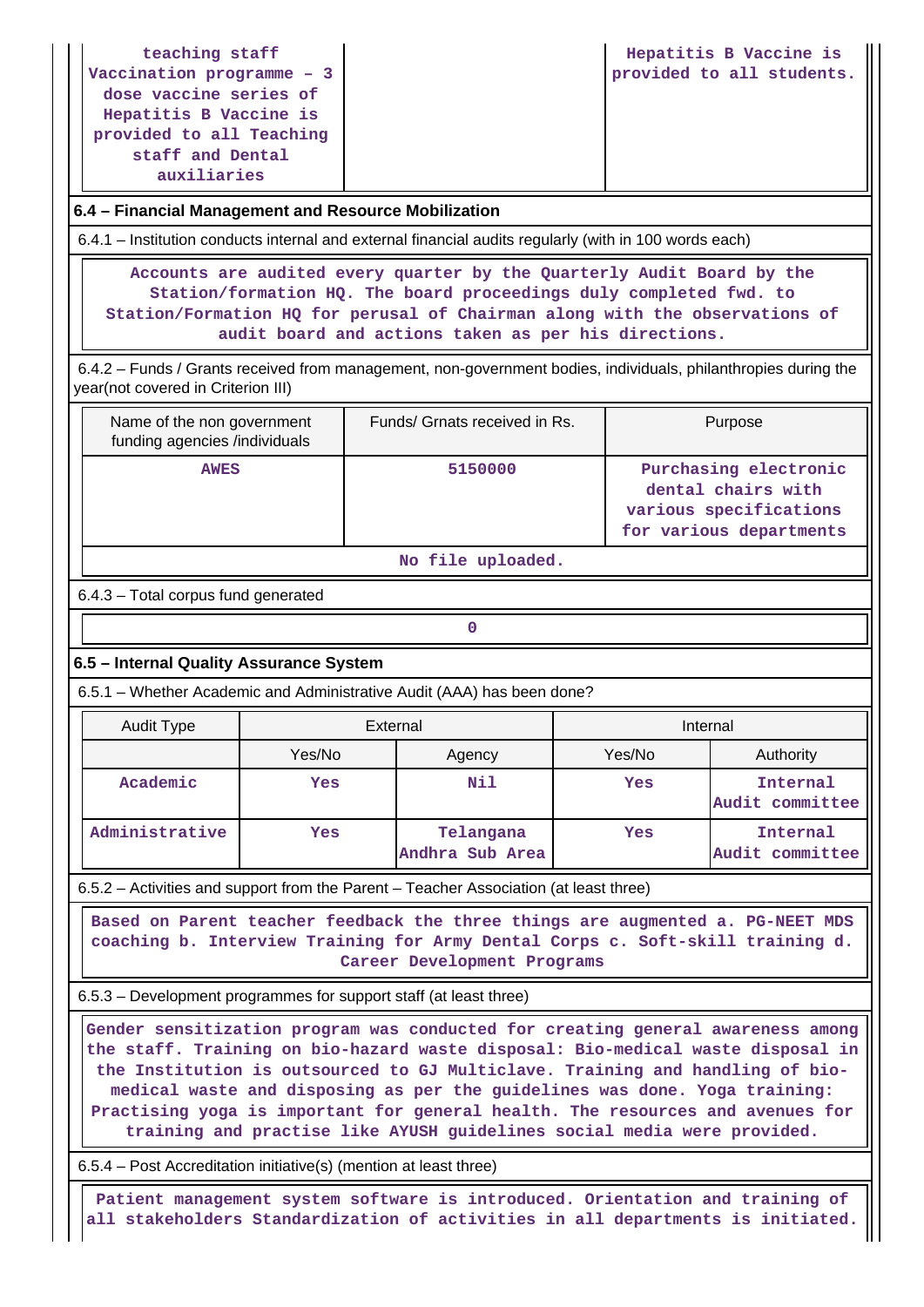| teaching staff Vaccination programme – 3 dose vaccine series of Hepatitis B Vaccine is provided to all Teaching staff and Dental auxiliaries | | Hepatitis B Vaccine is provided to all students. |
|---|---|---|

### 6.4 – Financial Management and Resource Mobilization

6.4.1 – Institution conducts internal and external financial audits regularly (with in 100 words each)

Accounts are audited every quarter by the Quarterly Audit Board by the Station/formation HQ. The board proceedings duly completed fwd. to Station/Formation HQ for perusal of Chairman along with the observations of audit board and actions taken as per his directions.

6.4.2 – Funds / Grants received from management, non-government bodies, individuals, philanthropies during the year(not covered in Criterion III)

| Name of the non government funding agencies /individuals | Funds/ Grnats received in Rs. | Purpose |
|---|---|---|
| AWES | 5150000 | Purchasing electronic dental chairs with various specifications for various departments |

No file uploaded.

6.4.3 – Total corpus fund generated

0

### 6.5 – Internal Quality Assurance System

6.5.1 – Whether Academic and Administrative Audit (AAA) has been done?

| Audit Type | External | | Internal | |
|---|---|---|---|---|
| | Yes/No | Agency | Yes/No | Authority |
| Academic | Yes | Nil | Yes | Internal Audit committee |
| Administrative | Yes | Telangana Andhra Sub Area | Yes | Internal Audit committee |

6.5.2 – Activities and support from the Parent – Teacher Association (at least three)

Based on Parent teacher feedback the three things are augmented a. PG-NEET MDS coaching b. Interview Training for Army Dental Corps c. Soft-skill training d. Career Development Programs

6.5.3 – Development programmes for support staff (at least three)

Gender sensitization program was conducted for creating general awareness among the staff. Training on bio-hazard waste disposal: Bio-medical waste disposal in the Institution is outsourced to GJ Multiclave. Training and handling of bio-medical waste and disposing as per the guidelines was done. Yoga training: Practising yoga is important for general health. The resources and avenues for training and practise like AYUSH guidelines social media were provided.

6.5.4 – Post Accreditation initiative(s) (mention at least three)

Patient management system software is introduced. Orientation and training of all stakeholders Standardization of activities in all departments is initiated.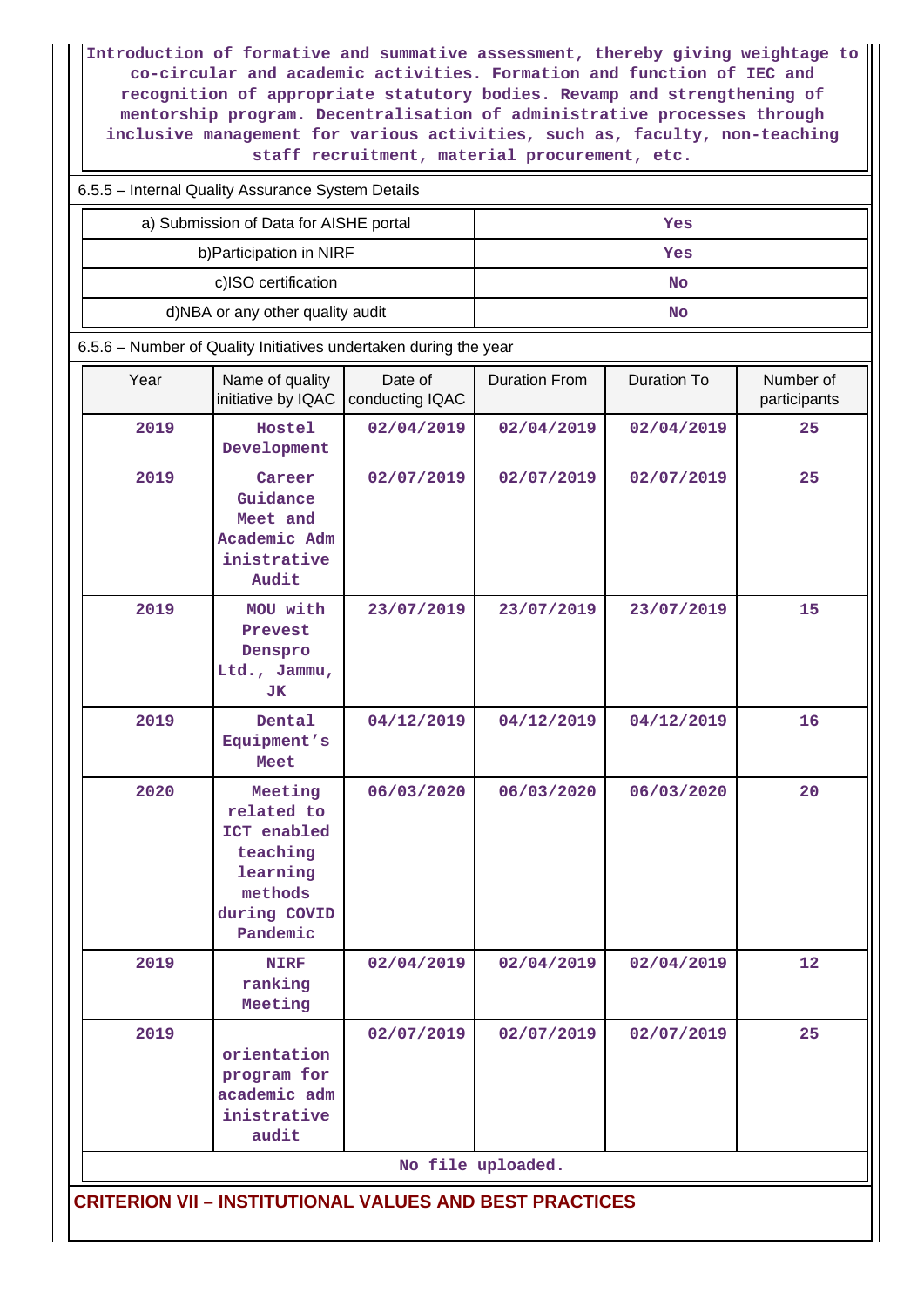Introduction of formative and summative assessment, thereby giving weightage to co-circular and academic activities. Formation and function of IEC and recognition of appropriate statutory bodies. Revamp and strengthening of mentorship program. Decentralisation of administrative processes through inclusive management for various activities, such as, faculty, non-teaching staff recruitment, material procurement, etc.

6.5.5 – Internal Quality Assurance System Details

| | |
|---|---|
| a) Submission of Data for AISHE portal | Yes |
| b)Participation in NIRF | Yes |
| c)ISO certification | No |
| d)NBA or any other quality audit | No |

6.5.6 – Number of Quality Initiatives undertaken during the year

| Year | Name of quality initiative by IQAC | Date of conducting IQAC | Duration From | Duration To | Number of participants |
|---|---|---|---|---|---|
| 2019 | Hostel Development | 02/04/2019 | 02/04/2019 | 02/04/2019 | 25 |
| 2019 | Career Guidance Meet and Academic Administrative Audit | 02/07/2019 | 02/07/2019 | 02/07/2019 | 25 |
| 2019 | MOU with Prevest Denspro Ltd., Jammu, JK | 23/07/2019 | 23/07/2019 | 23/07/2019 | 15 |
| 2019 | Dental Equipment's Meet | 04/12/2019 | 04/12/2019 | 04/12/2019 | 16 |
| 2020 | Meeting related to ICT enabled teaching learning methods during COVID Pandemic | 06/03/2020 | 06/03/2020 | 06/03/2020 | 20 |
| 2019 | NIRF ranking Meeting | 02/04/2019 | 02/04/2019 | 02/04/2019 | 12 |
| 2019 | orientation program for academic administrative audit | 02/07/2019 | 02/07/2019 | 02/07/2019 | 25 |

No file uploaded.

## CRITERION VII – INSTITUTIONAL VALUES AND BEST PRACTICES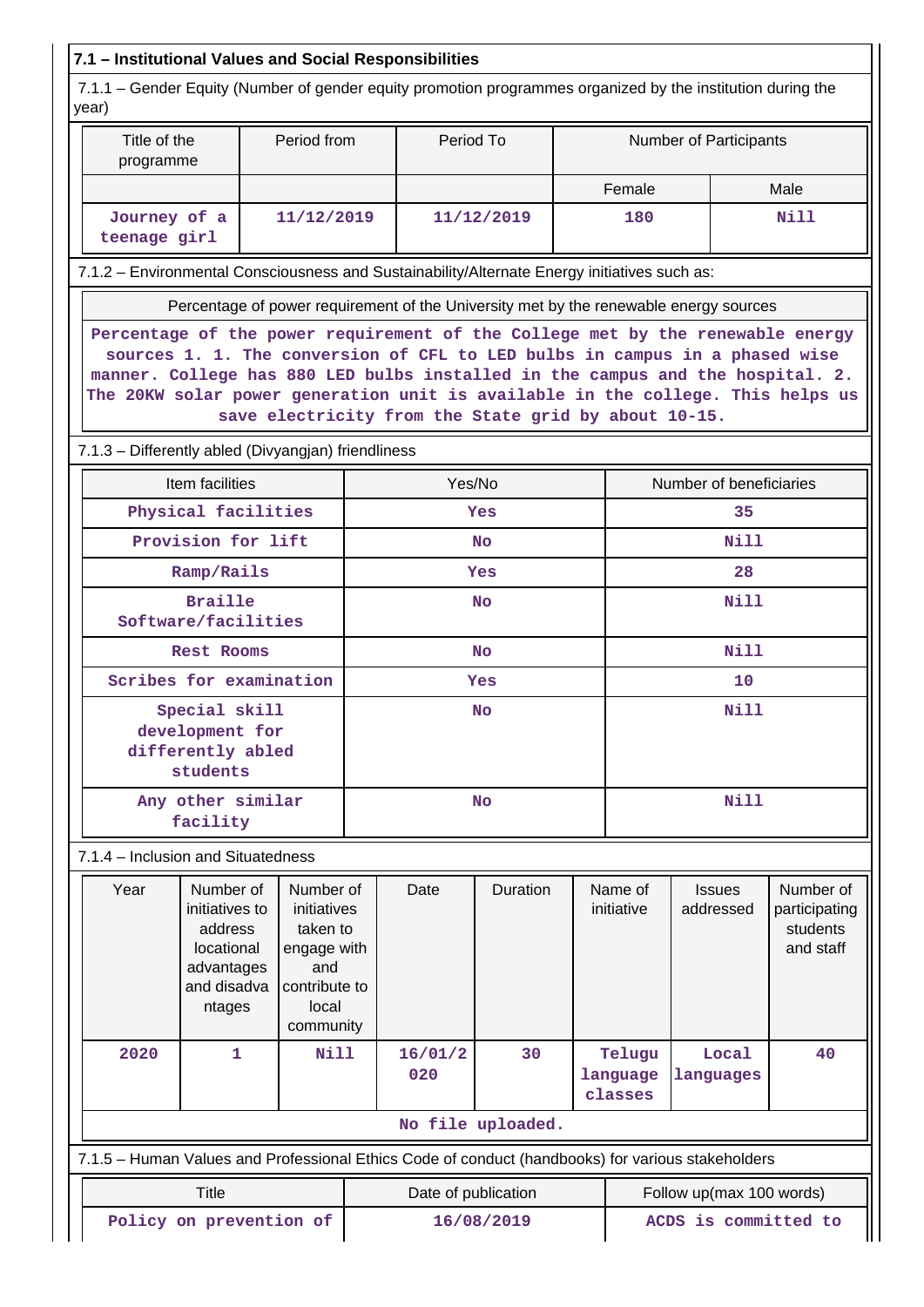### 7.1 – Institutional Values and Social Responsibilities

7.1.1 – Gender Equity (Number of gender equity promotion programmes organized by the institution during the year)

| Title of the programme | Period from | Period To | Number of Participants | |
|---|---|---|---|---|
| | | | Female | Male |
| Journey of a teenage girl | 11/12/2019 | 11/12/2019 | 180 | Nill |

7.1.2 – Environmental Consciousness and Sustainability/Alternate Energy initiatives such as:

| Percentage of power requirement of the University met by the renewable energy sources |
|---|
| Percentage of the power requirement of the College met by the renewable energy sources 1. 1. The conversion of CFL to LED bulbs in campus in a phased wise manner. College has 880 LED bulbs installed in the campus and the hospital. 2. The 20KW solar power generation unit is available in the college. This helps us save electricity from the State grid by about 10-15. |

7.1.3 – Differently abled (Divyangjan) friendliness

| Item facilities | Yes/No | Number of beneficiaries |
|---|---|---|
| Physical facilities | Yes | 35 |
| Provision for lift | No | Nill |
| Ramp/Rails | Yes | 28 |
| Braille Software/facilities | No | Nill |
| Rest Rooms | No | Nill |
| Scribes for examination | Yes | 10 |
| Special skill development for differently abled students | No | Nill |
| Any other similar facility | No | Nill |

7.1.4 – Inclusion and Situatedness

| Year | Number of initiatives to address locational advantages and disadvantages | Number of initiatives taken to engage with and contribute to local community | Date | Duration | Name of initiative | Issues addressed | Number of participating students and staff |
|---|---|---|---|---|---|---|---|
| 2020 | 1 | Nill | 16/01/2020 | 30 | Telugu language classes | Local languages | 40 |
| No file uploaded. | | | | | | | |

7.1.5 – Human Values and Professional Ethics Code of conduct (handbooks) for various stakeholders

| Title | Date of publication | Follow up(max 100 words) |
|---|---|---|
| Policy on prevention of | 16/08/2019 | ACDS is committed to |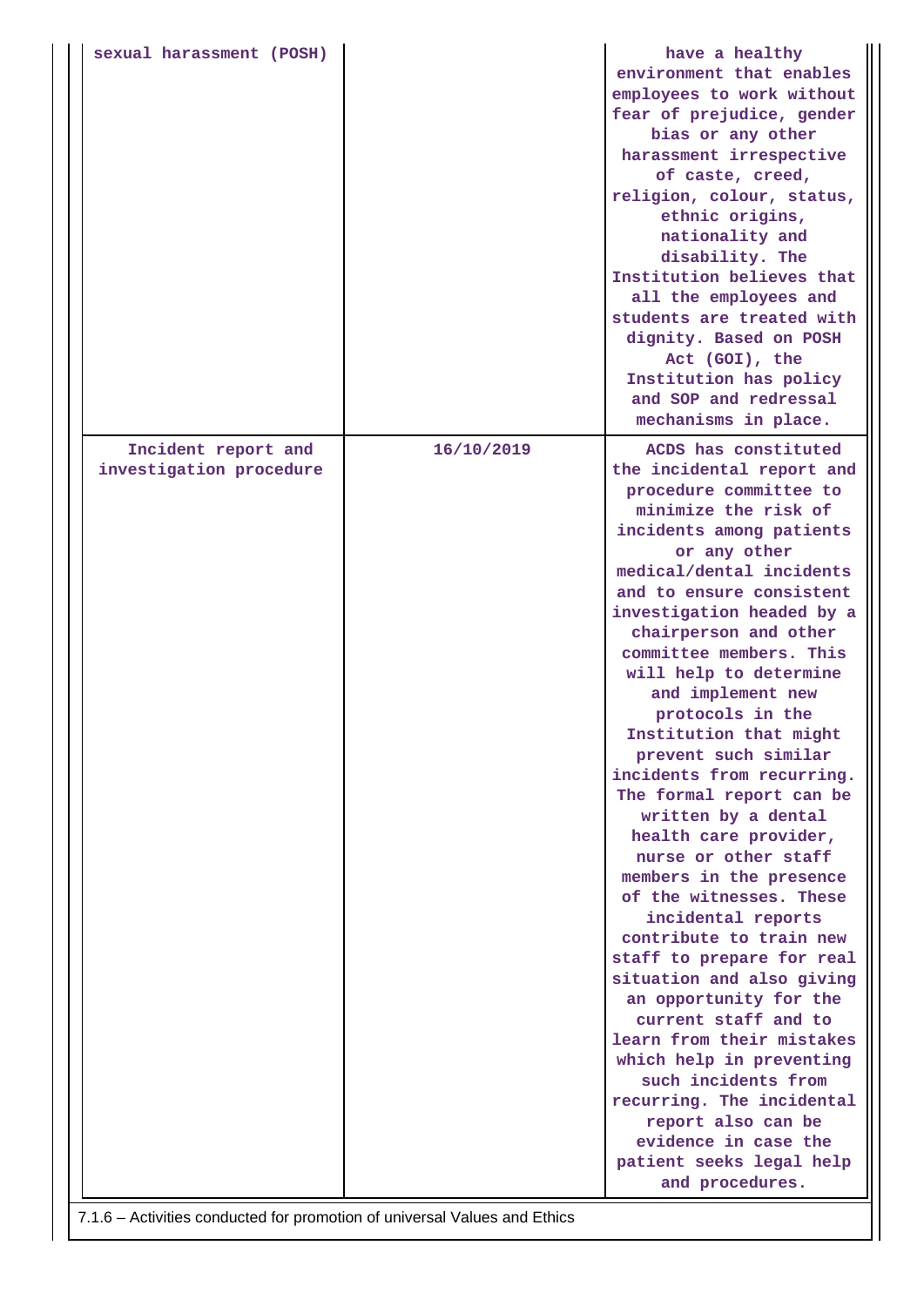| | | |
|---|---|---|
| sexual harassment (POSH) | | have a healthy environment that enables employees to work without fear of prejudice, gender bias or any other harassment irrespective of caste, creed, religion, colour, status, ethnic origins, nationality and disability. The Institution believes that all the employees and students are treated with dignity. Based on POSH Act (GOI), the Institution has policy and SOP and redressal mechanisms in place. |
| Incident report and investigation procedure | 16/10/2019 | ACDS has constituted the incidental report and procedure committee to minimize the risk of incidents among patients or any other medical/dental incidents and to ensure consistent investigation headed by a chairperson and other committee members. This will help to determine and implement new protocols in the Institution that might prevent such similar incidents from recurring. The formal report can be written by a dental health care provider, nurse or other staff members in the presence of the witnesses. These incidental reports contribute to train new staff to prepare for real situation and also giving an opportunity for the current staff and to learn from their mistakes which help in preventing such incidents from recurring. The incidental report also can be evidence in case the patient seeks legal help and procedures. |

7.1.6 – Activities conducted for promotion of universal Values and Ethics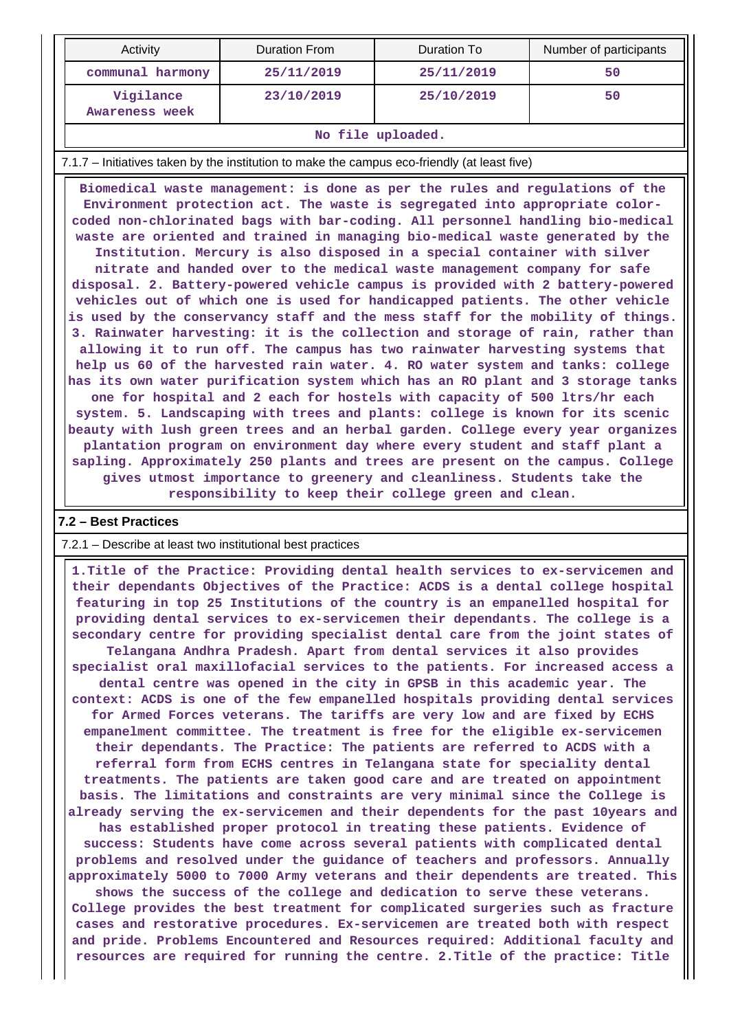| Activity | Duration From | Duration To | Number of participants |
|---|---|---|---|
| communal harmony | 25/11/2019 | 25/11/2019 | 50 |
| Vigilance Awareness week | 23/10/2019 | 25/10/2019 | 50 |
| No file uploaded. | | | |

7.1.7 – Initiatives taken by the institution to make the campus eco-friendly (at least five)

Biomedical waste management: is done as per the rules and regulations of the Environment protection act. The waste is segregated into appropriate color-coded non-chlorinated bags with bar-coding. All personnel handling bio-medical waste are oriented and trained in managing bio-medical waste generated by the Institution. Mercury is also disposed in a special container with silver nitrate and handed over to the medical waste management company for safe disposal. 2. Battery-powered vehicle campus is provided with 2 battery-powered vehicles out of which one is used for handicapped patients. The other vehicle is used by the conservancy staff and the mess staff for the mobility of things. 3. Rainwater harvesting: it is the collection and storage of rain, rather than allowing it to run off. The campus has two rainwater harvesting systems that help us 60 of the harvested rain water. 4. RO water system and tanks: college has its own water purification system which has an RO plant and 3 storage tanks one for hospital and 2 each for hostels with capacity of 500 ltrs/hr each system. 5. Landscaping with trees and plants: college is known for its scenic beauty with lush green trees and an herbal garden. College every year organizes plantation program on environment day where every student and staff plant a sapling. Approximately 250 plants and trees are present on the campus. College gives utmost importance to greenery and cleanliness. Students take the responsibility to keep their college green and clean.

**7.2 – Best Practices**

7.2.1 – Describe at least two institutional best practices

1.Title of the Practice: Providing dental health services to ex-servicemen and their dependants Objectives of the Practice: ACDS is a dental college hospital featuring in top 25 Institutions of the country is an empanelled hospital for providing dental services to ex-servicemen their dependants. The college is a secondary centre for providing specialist dental care from the joint states of Telangana Andhra Pradesh. Apart from dental services it also provides specialist oral maxillofacial services to the patients. For increased access a dental centre was opened in the city in GPSB in this academic year. The context: ACDS is one of the few empanelled hospitals providing dental services for Armed Forces veterans. The tariffs are very low and are fixed by ECHS empanelment committee. The treatment is free for the eligible ex-servicemen their dependants. The Practice: The patients are referred to ACDS with a referral form from ECHS centres in Telangana state for speciality dental treatments. The patients are taken good care and are treated on appointment basis. The limitations and constraints are very minimal since the College is already serving the ex-servicemen and their dependents for the past 10years and has established proper protocol in treating these patients. Evidence of success: Students have come across several patients with complicated dental problems and resolved under the guidance of teachers and professors. Annually approximately 5000 to 7000 Army veterans and their dependents are treated. This shows the success of the college and dedication to serve these veterans. College provides the best treatment for complicated surgeries such as fracture cases and restorative procedures. Ex-servicemen are treated both with respect and pride. Problems Encountered and Resources required: Additional faculty and resources are required for running the centre. 2.Title of the practice: Title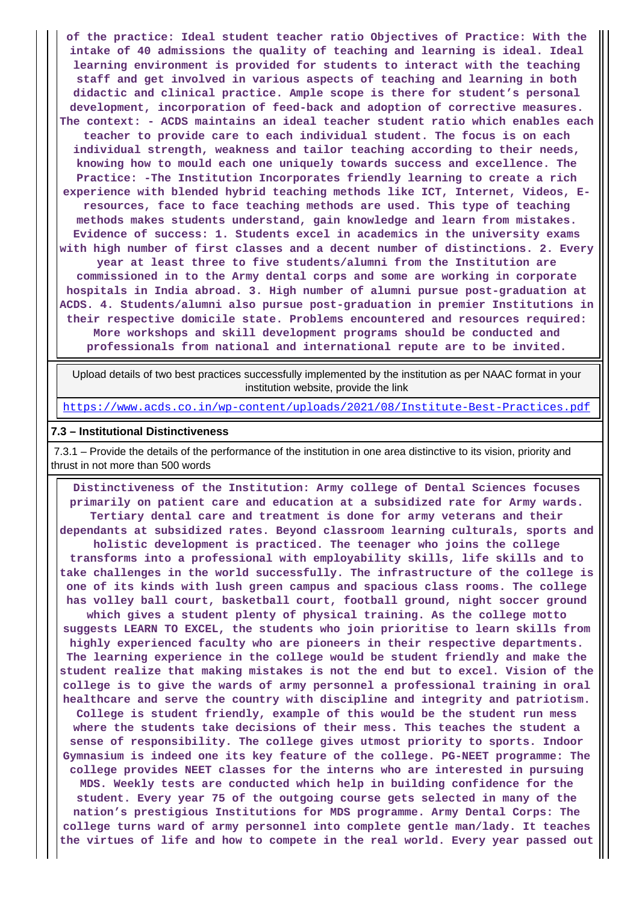**of the practice: Ideal student teacher ratio Objectives of Practice: With the intake of 40 admissions the quality of teaching and learning is ideal. Ideal learning environment is provided for students to interact with the teaching staff and get involved in various aspects of teaching and learning in both didactic and clinical practice. Ample scope is there for student's personal development, incorporation of feed-back and adoption of corrective measures. The context: - ACDS maintains an ideal teacher student ratio which enables each teacher to provide care to each individual student. The focus is on each individual strength, weakness and tailor teaching according to their needs, knowing how to mould each one uniquely towards success and excellence. The Practice: -The Institution Incorporates friendly learning to create a rich experience with blended hybrid teaching methods like ICT, Internet, Videos, E-resources, face to face teaching methods are used. This type of teaching methods makes students understand, gain knowledge and learn from mistakes. Evidence of success: 1. Students excel in academics in the university exams with high number of first classes and a decent number of distinctions. 2. Every year at least three to five students/alumni from the Institution are commissioned in to the Army dental corps and some are working in corporate hospitals in India abroad. 3. High number of alumni pursue post-graduation at ACDS. 4. Students/alumni also pursue post-graduation in premier Institutions in their respective domicile state. Problems encountered and resources required: More workshops and skill development programs should be conducted and professionals from national and international repute are to be invited.**

Upload details of two best practices successfully implemented by the institution as per NAAC format in your institution website, provide the link

https://www.acds.co.in/wp-content/uploads/2021/08/Institute-Best-Practices.pdf

### 7.3 – Institutional Distinctiveness

7.3.1 – Provide the details of the performance of the institution in one area distinctive to its vision, priority and thrust in not more than 500 words

**Distinctiveness of the Institution: Army college of Dental Sciences focuses primarily on patient care and education at a subsidized rate for Army wards. Tertiary dental care and treatment is done for army veterans and their dependants at subsidized rates. Beyond classroom learning culturals, sports and holistic development is practiced. The teenager who joins the college transforms into a professional with employability skills, life skills and to take challenges in the world successfully. The infrastructure of the college is one of its kinds with lush green campus and spacious class rooms. The college has volley ball court, basketball court, football ground, night soccer ground which gives a student plenty of physical training. As the college motto suggests LEARN TO EXCEL, the students who join prioritise to learn skills from highly experienced faculty who are pioneers in their respective departments. The learning experience in the college would be student friendly and make the student realize that making mistakes is not the end but to excel. Vision of the college is to give the wards of army personnel a professional training in oral healthcare and serve the country with discipline and integrity and patriotism. College is student friendly, example of this would be the student run mess where the students take decisions of their mess. This teaches the student a sense of responsibility. The college gives utmost priority to sports. Indoor Gymnasium is indeed one its key feature of the college. PG-NEET programme: The college provides NEET classes for the interns who are interested in pursuing MDS. Weekly tests are conducted which help in building confidence for the student. Every year 75 of the outgoing course gets selected in many of the nation's prestigious Institutions for MDS programme. Army Dental Corps: The college turns ward of army personnel into complete gentle man/lady. It teaches the virtues of life and how to compete in the real world. Every year passed out**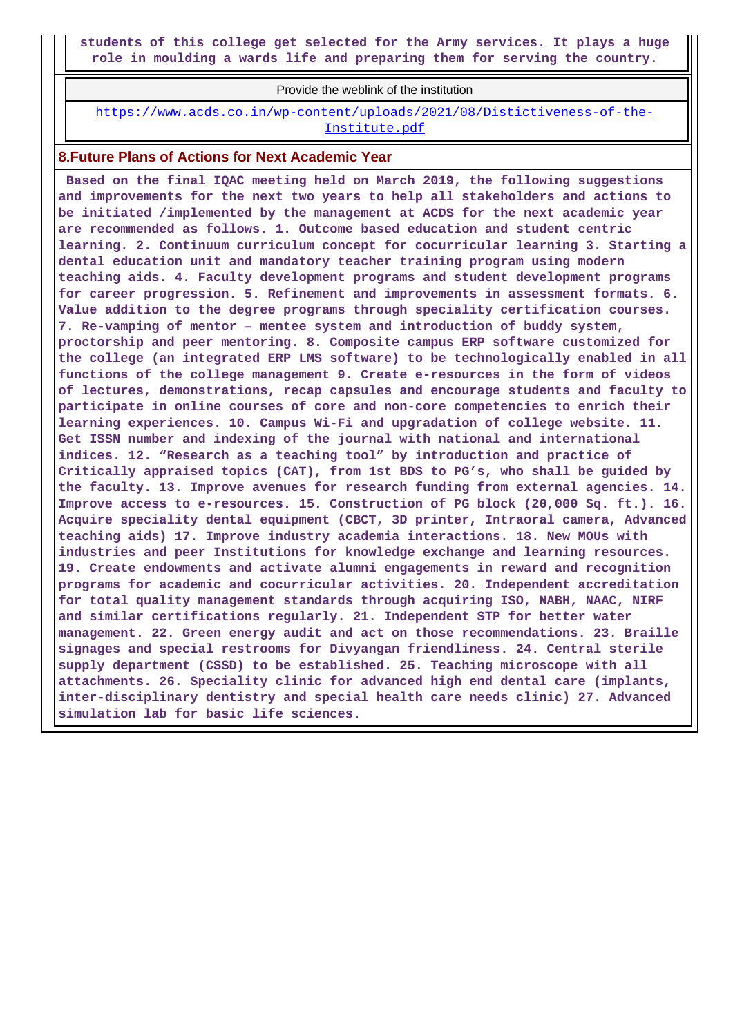**students of this college get selected for the Army services. It plays a huge role in moulding a wards life and preparing them for serving the country.**

| Provide the weblink of the institution |
|---|
| https://www.acds.co.in/wp-content/uploads/2021/08/Distictiveness-of-the-Institute.pdf |

## 8.Future Plans of Actions for Next Academic Year

**Based on the final IQAC meeting held on March 2019, the following suggestions and improvements for the next two years to help all stakeholders and actions to be initiated /implemented by the management at ACDS for the next academic year are recommended as follows. 1. Outcome based education and student centric learning. 2. Continuum curriculum concept for cocurricular learning 3. Starting a dental education unit and mandatory teacher training program using modern teaching aids. 4. Faculty development programs and student development programs for career progression. 5. Refinement and improvements in assessment formats. 6. Value addition to the degree programs through speciality certification courses. 7. Re-vamping of mentor – mentee system and introduction of buddy system, proctorship and peer mentoring. 8. Composite campus ERP software customized for the college (an integrated ERP LMS software) to be technologically enabled in all functions of the college management 9. Create e-resources in the form of videos of lectures, demonstrations, recap capsules and encourage students and faculty to participate in online courses of core and non-core competencies to enrich their learning experiences. 10. Campus Wi-Fi and upgradation of college website. 11. Get ISSN number and indexing of the journal with national and international indices. 12. "Research as a teaching tool" by introduction and practice of Critically appraised topics (CAT), from 1st BDS to PG's, who shall be guided by the faculty. 13. Improve avenues for research funding from external agencies. 14. Improve access to e-resources. 15. Construction of PG block (20,000 Sq. ft.). 16. Acquire speciality dental equipment (CBCT, 3D printer, Intraoral camera, Advanced teaching aids) 17. Improve industry academia interactions. 18. New MOUs with industries and peer Institutions for knowledge exchange and learning resources. 19. Create endowments and activate alumni engagements in reward and recognition programs for academic and cocurricular activities. 20. Independent accreditation for total quality management standards through acquiring ISO, NABH, NAAC, NIRF and similar certifications regularly. 21. Independent STP for better water management. 22. Green energy audit and act on those recommendations. 23. Braille signages and special restrooms for Divyangan friendliness. 24. Central sterile supply department (CSSD) to be established. 25. Teaching microscope with all attachments. 26. Speciality clinic for advanced high end dental care (implants, inter-disciplinary dentistry and special health care needs clinic) 27. Advanced simulation lab for basic life sciences.**